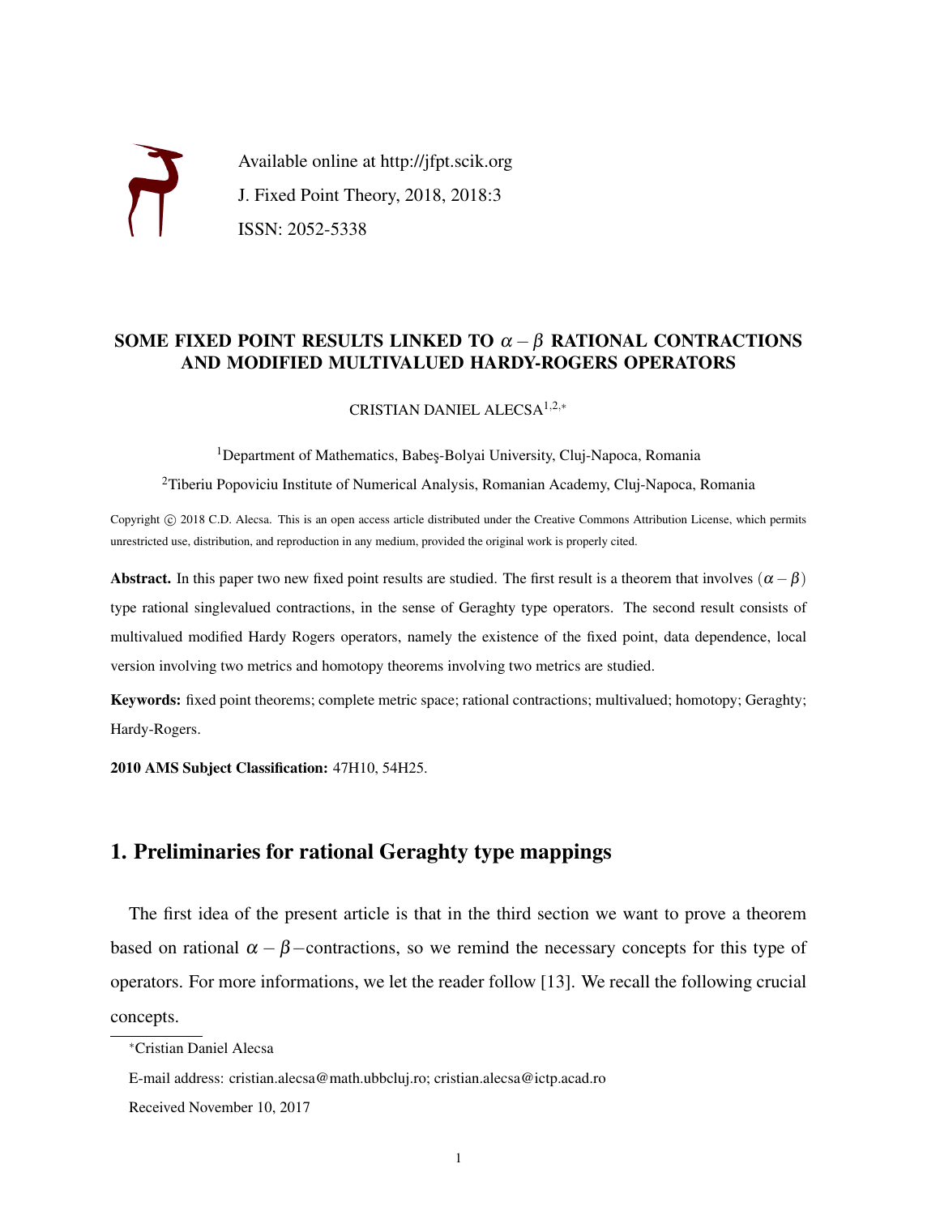Available online at http://jfpt.scik.org

J. Fixed Point Theory, 2018, 2018:3

ISSN: 2052-5338

## SOME FIXED POINT RESULTS LINKED TO $\alpha - \beta$ RATIONAL CONTRACTIONS AND MODIFIED MULTIVALUED HARDY-ROGERS OPERATORS

CRISTIAN DANIEL ALECSA[1,2,*]

[1]Department of Mathematics, Babeş-Bolyai University, Cluj-Napoca, Romania

[2]Tiberiu Popoviciu Institute of Numerical Analysis, Romanian Academy, Cluj-Napoca, Romania

Copyright © 2018 C.D. Alecsa. This is an open access article distributed under the Creative Commons Attribution License, which permits unrestricted use, distribution, and reproduction in any medium, provided the original work is properly cited.

**Abstract.** In this paper two new fixed point results are studied. The first result is a theorem that involves $(\alpha - \beta)$ type rational singlevalued contractions, in the sense of Geraghty type operators. The second result consists of multivalued modified Hardy Rogers operators, namely the existence of the fixed point, data dependence, local version involving two metrics and homotopy theorems involving two metrics are studied.

**Keywords:** fixed point theorems; complete metric space; rational contractions; multivalued; homotopy; Geraghty; Hardy-Rogers.

**2010 AMS Subject Classification:** 47H10, 54H25.

## 1. Preliminaries for rational Geraghty type mappings

The first idea of the present article is that in the third section we want to prove a theorem based on rational $\alpha - \beta$−contractions, so we remind the necessary concepts for this type of operators. For more informations, we let the reader follow [13]. We recall the following crucial concepts.

*Cristian Daniel Alecsa

E-mail address: cristian.alecsa@math.ubbcluj.ro; cristian.alecsa@ictp.acad.ro

Received November 10, 2017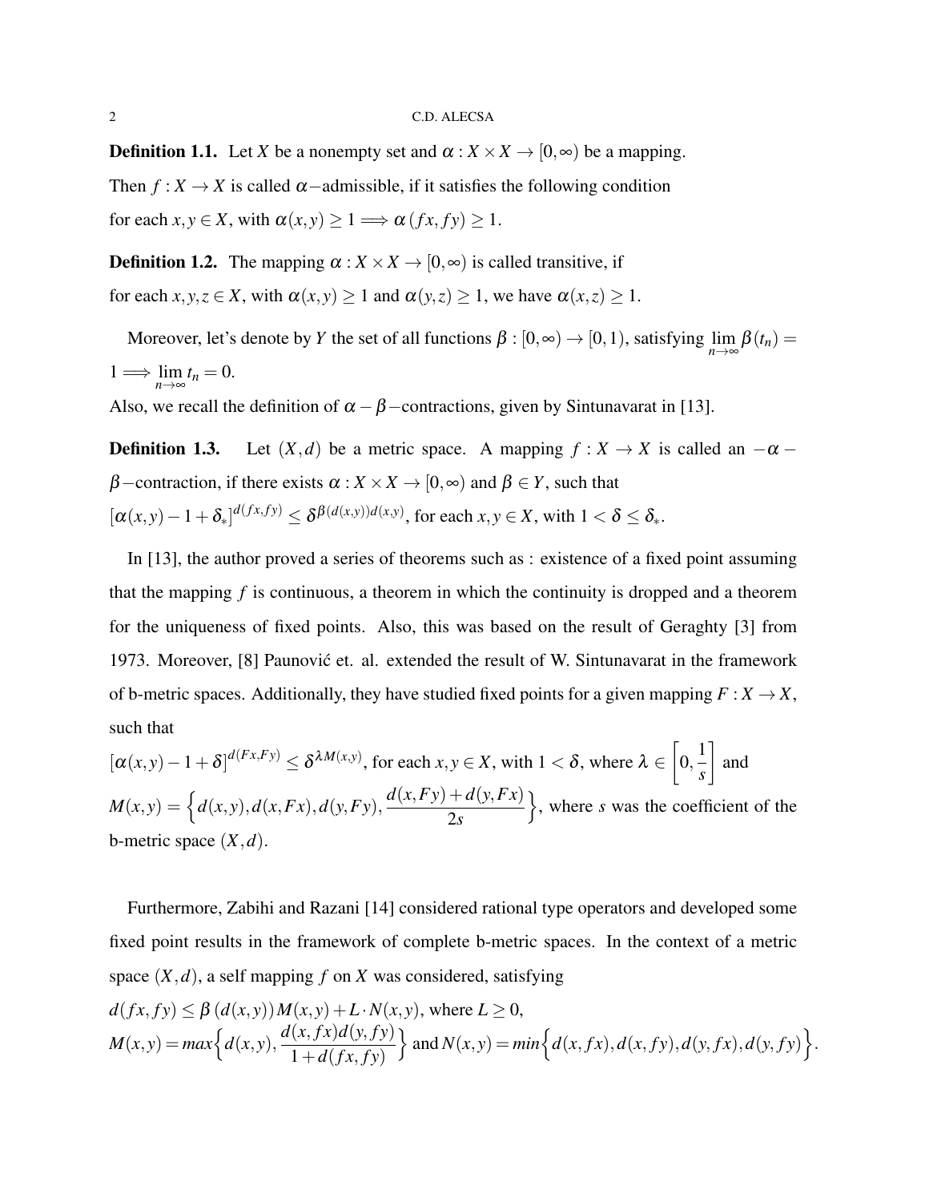**Definition 1.1.** Let $X$ be a nonempty set and $\alpha : X \times X \to [0,\infty)$ be a mapping.
Then $f : X \to X$ is called $\alpha-$admissible, if it satisfies the following condition
for each $x,y \in X$, with $\alpha(x,y) \geq 1 \Longrightarrow \alpha(fx, fy) \geq 1$.

**Definition 1.2.** The mapping $\alpha : X \times X \to [0,\infty)$ is called transitive, if
for each $x,y,z \in X$, with $\alpha(x,y) \geq 1$ and $\alpha(y,z) \geq 1$, we have $\alpha(x,z) \geq 1$.

Moreover, let's denote by $Y$ the set of all functions $\beta : [0,\infty) \to [0,1)$, satisfying $\lim_{n\to\infty} \beta(t_n) = 1 \Longrightarrow \lim_{n\to\infty} t_n = 0$.
Also, we recall the definition of $\alpha-\beta-$contractions, given by Sintunavarat in [13].

**Definition 1.3.** Let $(X,d)$ be a metric space. A mapping $f : X \to X$ is called an $-\alpha-\beta-$contraction, if there exists $\alpha : X \times X \to [0,\infty)$ and $\beta \in Y$, such that
$[\alpha(x,y) - 1 + \delta_*]^{d(fx,fy)} \leq \delta^{\beta(d(x,y))d(x,y)}$, for each $x,y \in X$, with $1 < \delta \leq \delta_*$.

In [13], the author proved a series of theorems such as : existence of a fixed point assuming that the mapping $f$ is continuous, a theorem in which the continuity is dropped and a theorem for the uniqueness of fixed points. Also, this was based on the result of Geraghty [3] from 1973. Moreover, [8] Paunović et. al. extended the result of W. Sintunavarat in the framework of b-metric spaces. Additionally, they have studied fixed points for a given mapping $F : X \to X$, such that
$[\alpha(x,y) - 1 + \delta]^{d(Fx,Fy)} \leq \delta^{\lambda M(x,y)}$, for each $x,y \in X$, with $1 < \delta$, where $\lambda \in \left[0, \frac{1}{s}\right]$ and
$M(x,y) = \left\{ d(x,y), d(x,Fx), d(y,Fy), \frac{d(x,Fy)+d(y,Fx)}{2s} \right\}$, where $s$ was the coefficient of the b-metric space $(X,d)$.

Furthermore, Zabihi and Razani [14] considered rational type operators and developed some fixed point results in the framework of complete b-metric spaces. In the context of a metric space $(X,d)$, a self mapping $f$ on $X$ was considered, satisfying
$d(fx, fy) \leq \beta(d(x,y)) M(x,y) + L \cdot N(x,y)$, where $L \geq 0$,
$M(x,y) = max\left\{ d(x,y), \frac{d(x,fx)d(y,fy)}{1+d(fx,fy)} \right\}$ and $N(x,y) = min\left\{ d(x,fx), d(x,fy), d(y,fx), d(y,fy) \right\}$.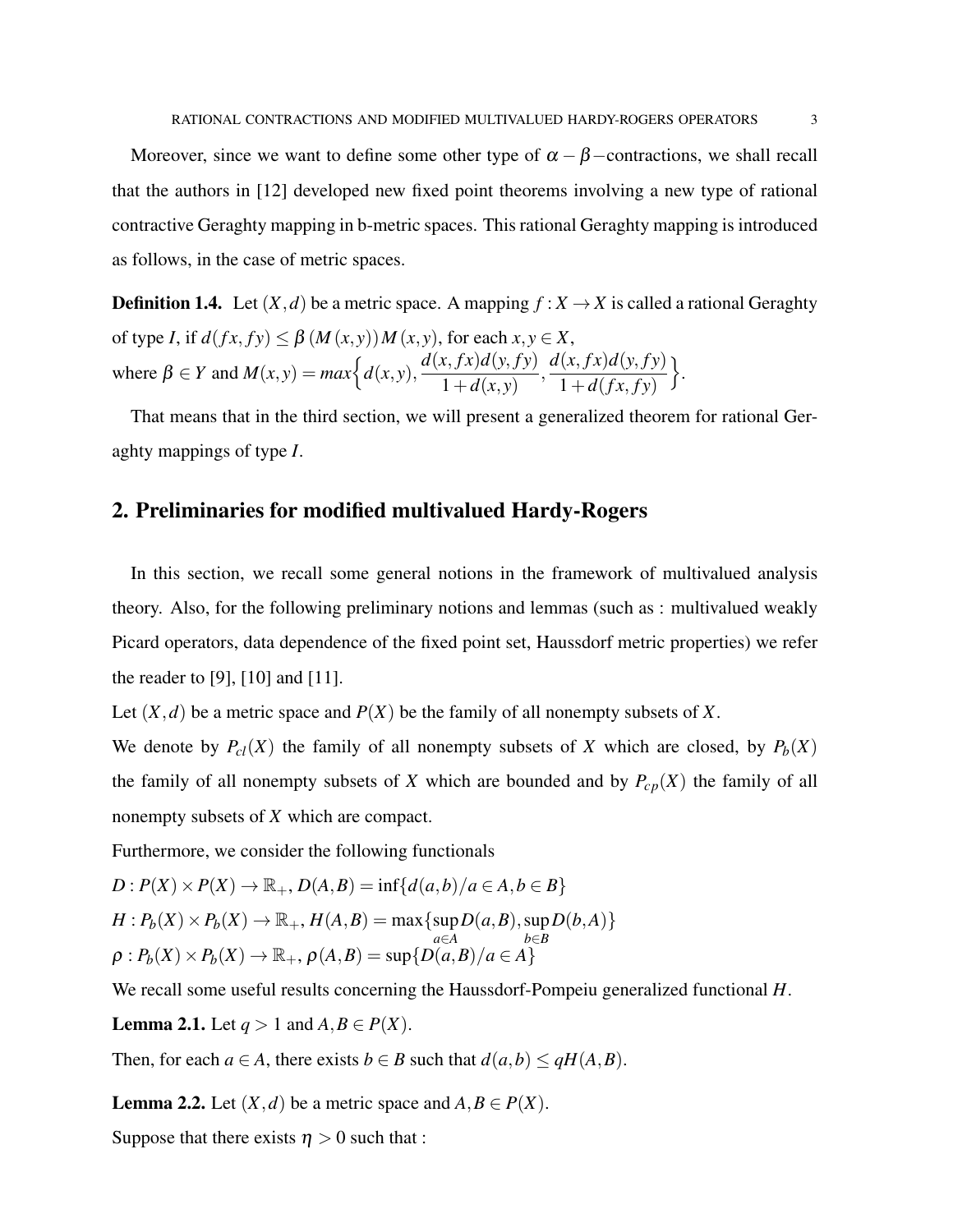Moreover, since we want to define some other type of $\alpha-\beta-$contractions, we shall recall that the authors in [12] developed new fixed point theorems involving a new type of rational contractive Geraghty mapping in b-metric spaces. This rational Geraghty mapping is introduced as follows, in the case of metric spaces.

**Definition 1.4.** Let $(X,d)$ be a metric space. A mapping $f : X \to X$ is called a rational Geraghty of type $I$, if $d(fx, fy) \leq \beta\,(M\,(x,y))\,M\,(x,y)$, for each $x, y \in X$,
where $\beta \in Y$ and $M(x,y) = max\Big\{d(x,y), \dfrac{d(x,fx)d(y,fy)}{1+d(x,y)}, \dfrac{d(x,fx)d(y,fy)}{1+d(fx,fy)}\Big\}$.

That means that in the third section, we will present a generalized theorem for rational Geraghty mappings of type $I$.

## 2. Preliminaries for modified multivalued Hardy-Rogers

In this section, we recall some general notions in the framework of multivalued analysis theory. Also, for the following preliminary notions and lemmas (such as : multivalued weakly Picard operators, data dependence of the fixed point set, Haussdorf metric properties) we refer the reader to [9], [10] and [11].

Let $(X,d)$ be a metric space and $P(X)$ be the family of all nonempty subsets of $X$.

We denote by $P_{cl}(X)$ the family of all nonempty subsets of $X$ which are closed, by $P_b(X)$ the family of all nonempty subsets of $X$ which are bounded and by $P_{cp}(X)$ the family of all nonempty subsets of $X$ which are compact.

Furthermore, we consider the following functionals

$D : P(X) \times P(X) \to \mathbb{R}_+$, $D(A,B) = \inf\{d(a,b)/a \in A, b \in B\}$

$H : P_b(X) \times P_b(X) \to \mathbb{R}_+$, $H(A,B) = \max\{\sup\limits_{a \in A} D(a,B), \sup\limits_{b \in B} D(b,A)\}$

$\rho : P_b(X) \times P_b(X) \to \mathbb{R}_+$, $\rho(A,B) = \sup\{D(a,B)/a \in A\}$

We recall some useful results concerning the Haussdorf-Pompeiu generalized functional $H$.

**Lemma 2.1.** Let $q > 1$ and $A, B \in P(X)$.

Then, for each $a \in A$, there exists $b \in B$ such that $d(a,b) \leq qH(A,B)$.

**Lemma 2.2.** Let $(X,d)$ be a metric space and $A, B \in P(X)$.

Suppose that there exists $\eta > 0$ such that :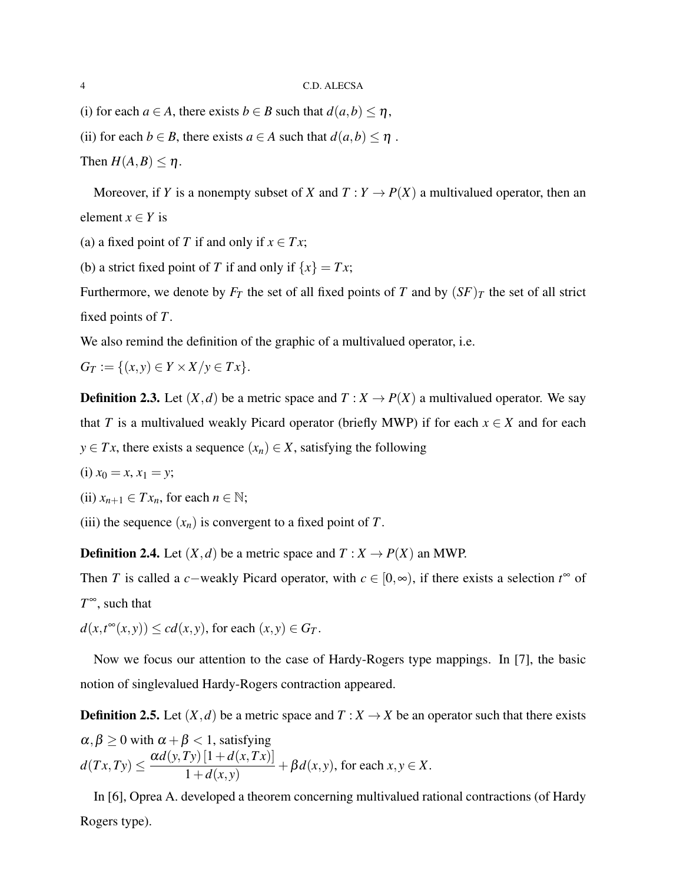(i) for each $a \in A$, there exists $b \in B$ such that $d(a,b) \leq \eta$,

(ii) for each $b \in B$, there exists $a \in A$ such that $d(a,b) \leq \eta$ .

Then $H(A,B) \leq \eta$.

Moreover, if $Y$ is a nonempty subset of $X$ and $T : Y \to P(X)$ a multivalued operator, then an element $x \in Y$ is

(a) a fixed point of $T$ if and only if $x \in Tx$;

(b) a strict fixed point of $T$ if and only if $\{x\} = Tx$;

Furthermore, we denote by $F_T$ the set of all fixed points of $T$ and by $(SF)_T$ the set of all strict fixed points of $T$.

We also remind the definition of the graphic of a multivalued operator, i.e.

$G_T := \{(x,y) \in Y \times X / y \in Tx\}$.

**Definition 2.3.** Let $(X,d)$ be a metric space and $T : X \to P(X)$ a multivalued operator. We say that $T$ is a multivalued weakly Picard operator (briefly MWP) if for each $x \in X$ and for each $y \in Tx$, there exists a sequence $(x_n) \in X$, satisfying the following

(i) $x_0 = x, x_1 = y$;

(ii) $x_{n+1} \in Tx_n$, for each $n \in \mathbb{N}$;

(iii) the sequence $(x_n)$ is convergent to a fixed point of $T$.

**Definition 2.4.** Let $(X,d)$ be a metric space and $T : X \to P(X)$ an MWP.

Then $T$ is called a $c-$weakly Picard operator, with $c \in [0,\infty)$, if there exists a selection $t^\infty$ of $T^\infty$, such that

$d(x,t^\infty(x,y)) \leq cd(x,y)$, for each $(x,y) \in G_T$.

Now we focus our attention to the case of Hardy-Rogers type mappings. In [7], the basic notion of singlevalued Hardy-Rogers contraction appeared.

**Definition 2.5.** Let $(X,d)$ be a metric space and $T : X \to X$ be an operator such that there exists $\alpha, \beta \geq 0$ with $\alpha + \beta < 1$, satisfying

$d(Tx,Ty) \leq \dfrac{\alpha d(y,Ty)\left[1+d(x,Tx)\right]}{1+d(x,y)} + \beta d(x,y)$, for each $x,y \in X$.

In [6], Oprea A. developed a theorem concerning multivalued rational contractions (of Hardy Rogers type).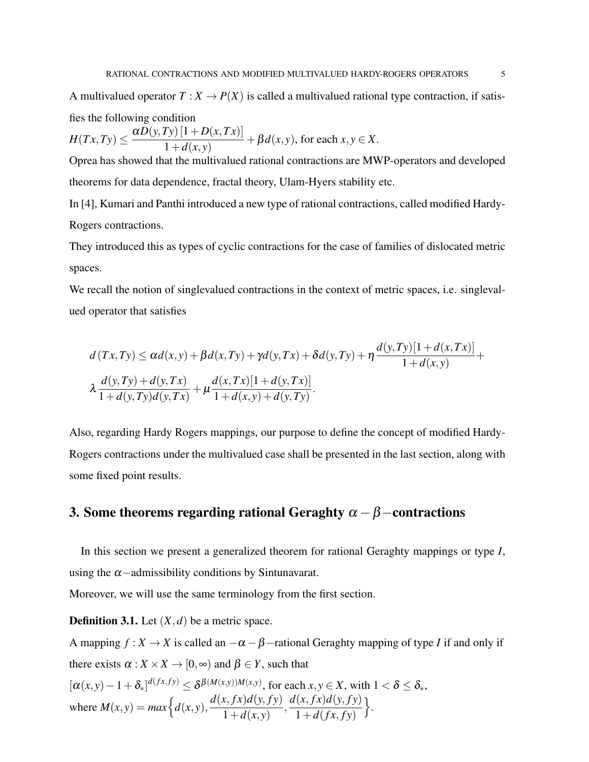A multivalued operator $T : X \to P(X)$ is called a multivalued rational type contraction, if satisfies the following condition

$H(Tx, Ty) \leq \dfrac{\alpha D(y, Ty)[1 + D(x, Tx)]}{1 + d(x, y)} + \beta d(x, y)$, for each $x, y \in X$.

Oprea has showed that the multivalued rational contractions are MWP-operators and developed theorems for data dependence, fractal theory, Ulam-Hyers stability etc.

In [4], Kumari and Panthi introduced a new type of rational contractions, called modified Hardy-Rogers contractions.

They introduced this as types of cyclic contractions for the case of families of dislocated metric spaces.

We recall the notion of singlevalued contractions in the context of metric spaces, i.e. singlevalued operator that satisfies

$$d(Tx, Ty) \leq \alpha d(x, y) + \beta d(x, Ty) + \gamma d(y, Tx) + \delta d(y, Ty) + \eta \frac{d(y, Ty)[1 + d(x, Tx)]}{1 + d(x, y)} +$$
$$\lambda \frac{d(y, Ty) + d(y, Tx)}{1 + d(y, Ty) d(y, Tx)} + \mu \frac{d(x, Tx)[1 + d(y, Tx)]}{1 + d(x, y) + d(y, Ty)}.$$

Also, regarding Hardy Rogers mappings, our purpose to define the concept of modified Hardy-Rogers contractions under the multivalued case shall be presented in the last section, along with some fixed point results.

## 3. Some theorems regarding rational Geraghty $\alpha - \beta-$contractions

In this section we present a generalized theorem for rational Geraghty mappings or type $I$, using the $\alpha-$admissibility conditions by Sintunavarat.

Moreover, we will use the same terminology from the first section.

**Definition 3.1.** Let $(X, d)$ be a metric space.

A mapping $f : X \to X$ is called an $-\alpha - \beta-$rational Geraghty mapping of type $I$ if and only if there exists $\alpha : X \times X \to [0, \infty)$ and $\beta \in Y$, such that

$[\alpha(x, y) - 1 + \delta_*]^{d(fx, fy)} \leq \delta^{\beta(M(x,y))M(x,y)}$, for each $x, y \in X$, with $1 < \delta \leq \delta_*$,

where $M(x, y) = max\Big\{d(x, y), \dfrac{d(x, fx)d(y, fy)}{1 + d(x, y)}, \dfrac{d(x, fx)d(y, fy)}{1 + d(fx, fy)}\Big\}$.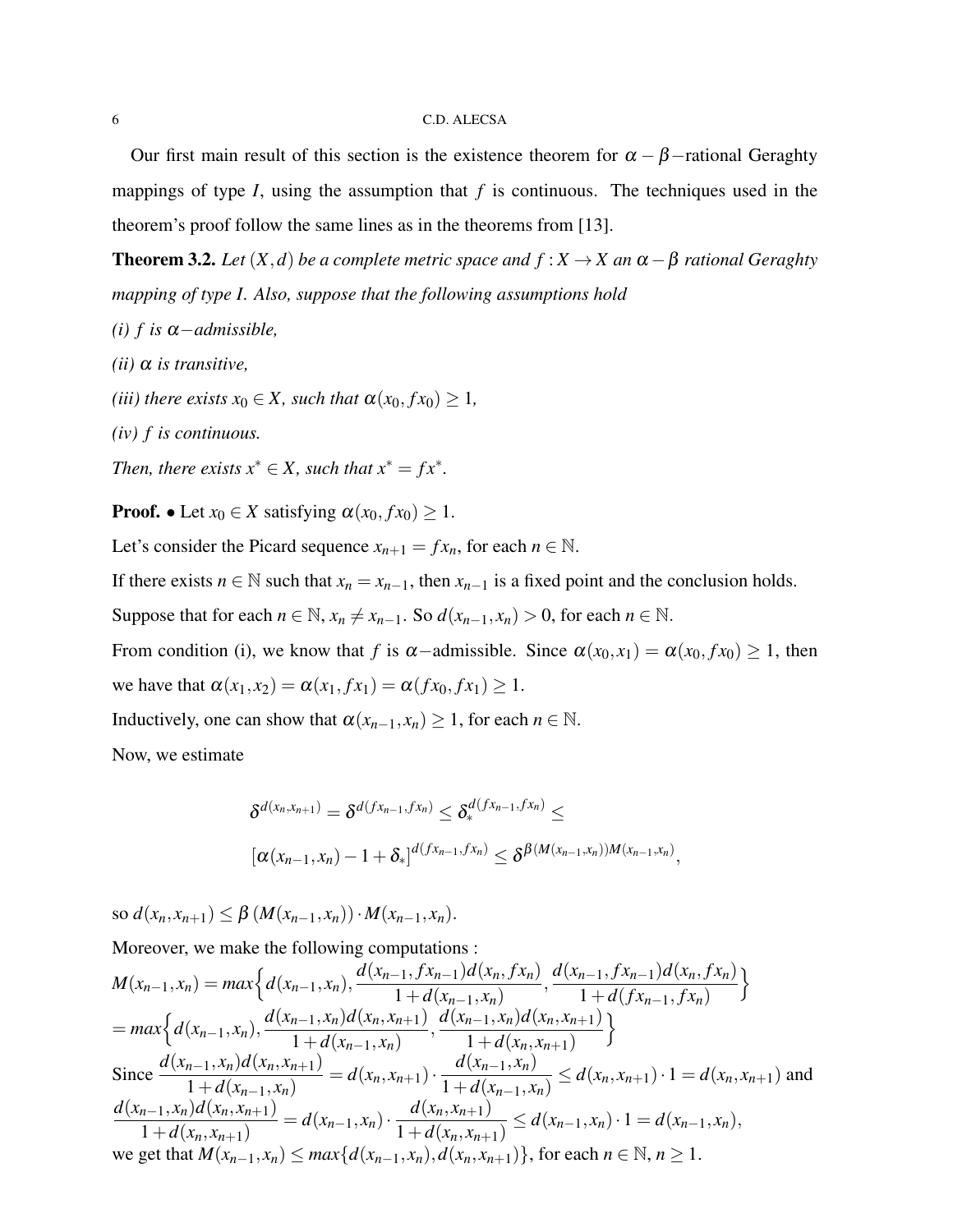Our first main result of this section is the existence theorem for $\alpha-\beta-$rational Geraghty mappings of type $I$, using the assumption that $f$ is continuous. The techniques used in the theorem's proof follow the same lines as in the theorems from [13].

**Theorem 3.2.** *Let $(X,d)$ be a complete metric space and $f: X \to X$ an $\alpha-\beta$ rational Geraghty mapping of type I. Also, suppose that the following assumptions hold*

*(i) $f$ is $\alpha-$admissible,*

*(ii) $\alpha$ is transitive,*

*(iii) there exists $x_0 \in X$, such that $\alpha(x_0, fx_0) \geq 1$,*

*(iv) $f$ is continuous.*

*Then, there exists $x^* \in X$, such that $x^* = fx^*$.*

**Proof.** • Let $x_0 \in X$ satisfying $\alpha(x_0, fx_0) \geq 1$.

Let's consider the Picard sequence $x_{n+1} = fx_n$, for each $n \in \mathbb{N}$.

If there exists $n \in \mathbb{N}$ such that $x_n = x_{n-1}$, then $x_{n-1}$ is a fixed point and the conclusion holds.

Suppose that for each $n \in \mathbb{N}$, $x_n \neq x_{n-1}$. So $d(x_{n-1}, x_n) > 0$, for each $n \in \mathbb{N}$.

From condition (i), we know that $f$ is $\alpha-$admissible. Since $\alpha(x_0, x_1) = \alpha(x_0, fx_0) \geq 1$, then we have that $\alpha(x_1, x_2) = \alpha(x_1, fx_1) = \alpha(fx_0, fx_1) \geq 1$.

Inductively, one can show that $\alpha(x_{n-1}, x_n) \geq 1$, for each $n \in \mathbb{N}$.

Now, we estimate

$$\delta^{d(x_n,x_{n+1})} = \delta^{d(fx_{n-1},fx_n)} \leq \delta_*^{d(fx_{n-1},fx_n)} \leq$$

$$[\alpha(x_{n-1},x_n) - 1 + \delta_*]^{d(fx_{n-1},fx_n)} \leq \delta^{\beta(M(x_{n-1},x_n))M(x_{n-1},x_n)},$$

so $d(x_n, x_{n+1}) \leq \beta\left(M(x_{n-1}, x_n)\right) \cdot M(x_{n-1}, x_n)$.

Moreover, we make the following computations :

$$M(x_{n-1},x_n) = max\Big\{d(x_{n-1},x_n), \frac{d(x_{n-1},fx_{n-1})d(x_n,fx_n)}{1+d(x_{n-1},x_n)}, \frac{d(x_{n-1},fx_{n-1})d(x_n,fx_n)}{1+d(fx_{n-1},fx_n)}\Big\}$$

$$= max\Big\{d(x_{n-1},x_n), \frac{d(x_{n-1},x_n)d(x_n,x_{n+1})}{1+d(x_{n-1},x_n)}, \frac{d(x_{n-1},x_n)d(x_n,x_{n+1})}{1+d(x_n,x_{n+1})}\Big\}$$

Since $\dfrac{d(x_{n-1},x_n)d(x_n,x_{n+1})}{1+d(x_{n-1},x_n)} = d(x_n,x_{n+1}) \cdot \dfrac{d(x_{n-1},x_n)}{1+d(x_{n-1},x_n)} \leq d(x_n,x_{n+1}) \cdot 1 = d(x_n,x_{n+1})$ and

$\dfrac{d(x_{n-1},x_n)d(x_n,x_{n+1})}{1+d(x_n,x_{n+1})} = d(x_{n-1},x_n) \cdot \dfrac{d(x_n,x_{n+1})}{1+d(x_n,x_{n+1})} \leq d(x_{n-1},x_n) \cdot 1 = d(x_{n-1},x_n)$,

we get that $M(x_{n-1},x_n) \leq max\{d(x_{n-1},x_n), d(x_n,x_{n+1})\}$, for each $n \in \mathbb{N}$, $n \geq 1$.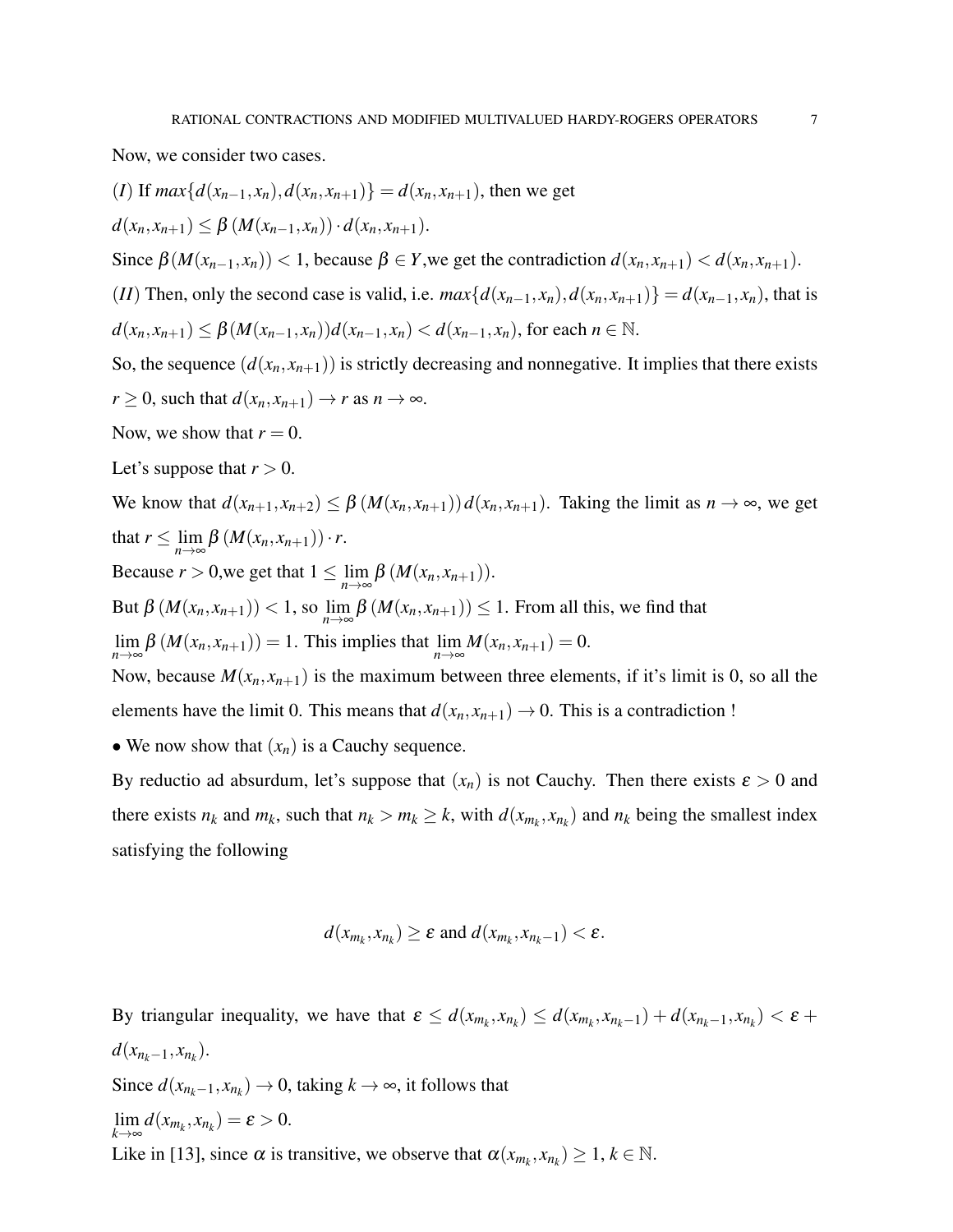Now, we consider two cases.

$(I)$ If $max\{d(x_{n-1},x_n),d(x_n,x_{n+1})\} = d(x_n,x_{n+1})$, then we get

$d(x_n,x_{n+1}) \leq \beta\,(M(x_{n-1},x_n)) \cdot d(x_n,x_{n+1})$.

Since $\beta(M(x_{n-1},x_n)) < 1$, because $\beta \in Y$,we get the contradiction $d(x_n,x_{n+1}) < d(x_n,x_{n+1})$.

$(II)$ Then, only the second case is valid, i.e. $max\{d(x_{n-1},x_n),d(x_n,x_{n+1})\} = d(x_{n-1},x_n)$, that is

$d(x_n,x_{n+1}) \leq \beta(M(x_{n-1},x_n))d(x_{n-1},x_n) < d(x_{n-1},x_n)$, for each $n \in \mathbb{N}$.

So, the sequence $(d(x_n,x_{n+1}))$ is strictly decreasing and nonnegative. It implies that there exists $r \geq 0$, such that $d(x_n,x_{n+1}) \to r$ as $n \to \infty$.

Now, we show that $r = 0$.

Let's suppose that $r > 0$.

We know that $d(x_{n+1},x_{n+2}) \leq \beta\,(M(x_n,x_{n+1}))\,d(x_n,x_{n+1})$. Taking the limit as $n \to \infty$, we get that $r \leq \lim\limits_{n\to\infty} \beta\,(M(x_n,x_{n+1})) \cdot r$.

Because $r > 0$,we get that $1 \leq \lim\limits_{n\to\infty} \beta\,(M(x_n,x_{n+1}))$.

But $\beta\,(M(x_n,x_{n+1})) < 1$, so $\lim\limits_{n\to\infty} \beta\,(M(x_n,x_{n+1})) \leq 1$. From all this, we find that $\lim\limits_{n\to\infty} \beta\,(M(x_n,x_{n+1})) = 1$. This implies that $\lim\limits_{n\to\infty} M(x_n,x_{n+1}) = 0$.

Now, because $M(x_n,x_{n+1})$ is the maximum between three elements, if it's limit is 0, so all the elements have the limit 0. This means that $d(x_n,x_{n+1}) \to 0$. This is a contradiction !

- We now show that $(x_n)$ is a Cauchy sequence.

By reductio ad absurdum, let's suppose that $(x_n)$ is not Cauchy. Then there exists $\varepsilon > 0$ and there exists $n_k$ and $m_k$, such that $n_k > m_k \geq k$, with $d(x_{m_k},x_{n_k})$ and $n_k$ being the smallest index satisfying the following

$$d(x_{m_k},x_{n_k}) \geq \varepsilon \text{ and } d(x_{m_k},x_{n_k-1}) < \varepsilon.$$

By triangular inequality, we have that $\varepsilon \leq d(x_{m_k},x_{n_k}) \leq d(x_{m_k},x_{n_k-1}) + d(x_{n_k-1},x_{n_k}) < \varepsilon + d(x_{n_k-1},x_{n_k})$.

Since $d(x_{n_k-1},x_{n_k}) \to 0$, taking $k \to \infty$, it follows that

$\lim\limits_{k\to\infty} d(x_{m_k},x_{n_k}) = \varepsilon > 0$.

Like in [13], since $\alpha$ is transitive, we observe that $\alpha(x_{m_k},x_{n_k}) \geq 1$, $k \in \mathbb{N}$.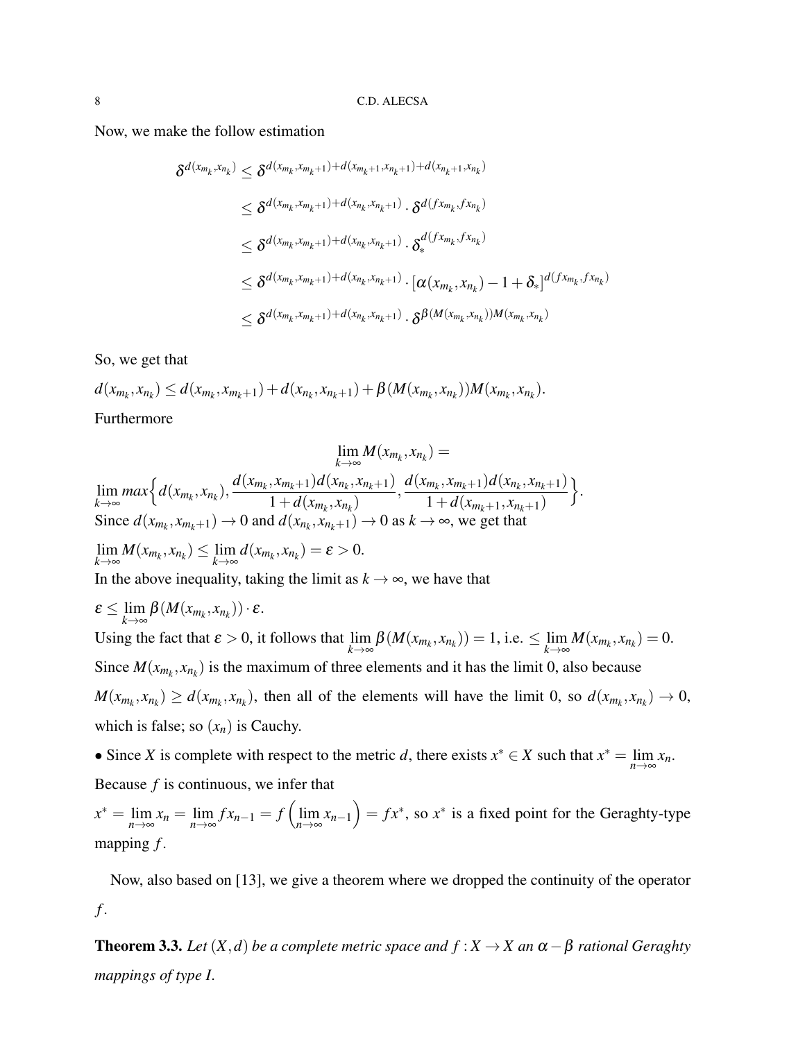Now, we make the follow estimation

$$
\begin{aligned}
\delta^{d(x_{m_k},x_{n_k})} &\le \delta^{d(x_{m_k},x_{m_k+1})+d(x_{m_k+1},x_{n_k+1})+d(x_{n_k+1},x_{n_k})} \\
&\le \delta^{d(x_{m_k},x_{m_k+1})+d(x_{n_k},x_{n_k+1})} \cdot \delta^{d(fx_{m_k},fx_{n_k})} \\
&\le \delta^{d(x_{m_k},x_{m_k+1})+d(x_{n_k},x_{n_k+1})} \cdot \delta_*^{d(fx_{m_k},fx_{n_k})} \\
&\le \delta^{d(x_{m_k},x_{m_k+1})+d(x_{n_k},x_{n_k+1})} \cdot [\alpha(x_{m_k},x_{n_k}) - 1 + \delta_*]^{d(fx_{m_k},fx_{n_k})} \\
&\le \delta^{d(x_{m_k},x_{m_k+1})+d(x_{n_k},x_{n_k+1})} \cdot \delta^{\beta(M(x_{m_k},x_{n_k}))M(x_{m_k},x_{n_k})}
\end{aligned}
$$

So, we get that

$d(x_{m_k},x_{n_k}) \le d(x_{m_k},x_{m_k+1}) + d(x_{n_k},x_{n_k+1}) + \beta(M(x_{m_k},x_{n_k}))M(x_{m_k},x_{n_k})$.

Furthermore

$$\lim_{k\to\infty} M(x_{m_k},x_{n_k}) =$$

$\lim_{k\to\infty} max\Big\{ d(x_{m_k},x_{n_k}), \dfrac{d(x_{m_k},x_{m_k+1})d(x_{n_k},x_{n_k+1})}{1+d(x_{m_k},x_{n_k})}, \dfrac{d(x_{m_k},x_{m_k+1})d(x_{n_k},x_{n_k+1})}{1+d(x_{m_k+1},x_{n_k+1})} \Big\}$.

Since $d(x_{m_k},x_{m_k+1}) \to 0$ and $d(x_{n_k},x_{n_k+1}) \to 0$ as $k \to \infty$, we get that

$\lim_{k\to\infty} M(x_{m_k},x_{n_k}) \le \lim_{k\to\infty} d(x_{m_k},x_{n_k}) = \varepsilon > 0$.

In the above inequality, taking the limit as $k \to \infty$, we have that

$\varepsilon \le \lim_{k\to\infty} \beta(M(x_{m_k},x_{n_k})) \cdot \varepsilon$.

Using the fact that $\varepsilon > 0$, it follows that $\lim_{k\to\infty} \beta(M(x_{m_k},x_{n_k})) = 1$, i.e. $\le \lim_{k\to\infty} M(x_{m_k},x_{n_k}) = 0$. Since $M(x_{m_k},x_{n_k})$ is the maximum of three elements and it has the limit 0, also because $M(x_{m_k},x_{n_k}) \ge d(x_{m_k},x_{n_k})$, then all of the elements will have the limit 0, so $d(x_{m_k},x_{n_k}) \to 0$, which is false; so $(x_n)$ is Cauchy.

• Since $X$ is complete with respect to the metric $d$, there exists $x^* \in X$ such that $x^* = \lim_{n\to\infty} x_n$. Because $f$ is continuous, we infer that

$x^* = \lim_{n\to\infty} x_n = \lim_{n\to\infty} fx_{n-1} = f\left(\lim_{n\to\infty} x_{n-1}\right) = fx^*$, so $x^*$ is a fixed point for the Geraghty-type mapping $f$.

Now, also based on [13], we give a theorem where we dropped the continuity of the operator $f$.

**Theorem 3.3.** *Let $(X,d)$ be a complete metric space and $f : X \to X$ an $\alpha - \beta$ rational Geraghty mappings of type I.*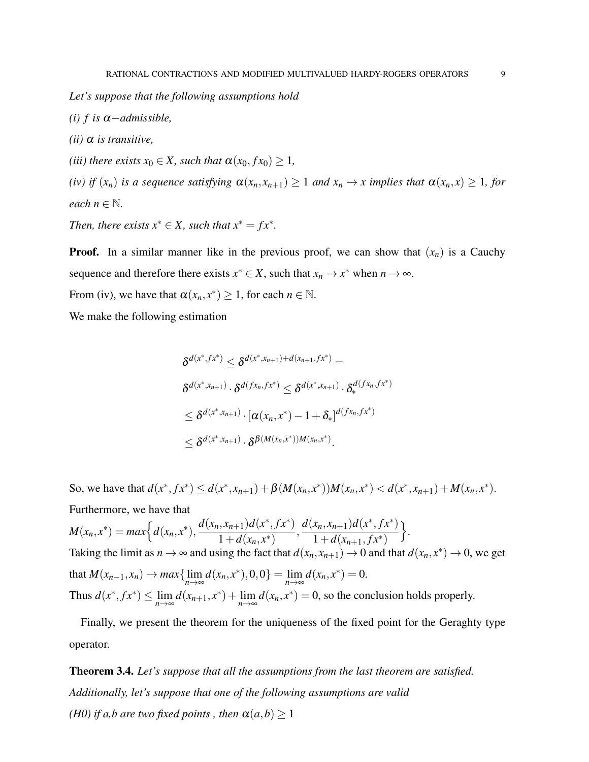*Let's suppose that the following assumptions hold*

*(i) $f$ is $\alpha-$admissible,*

*(ii) $\alpha$ is transitive,*

*(iii) there exists $x_0 \in X$, such that $\alpha(x_0, fx_0) \geq 1$,*

*(iv) if $(x_n)$ is a sequence satisfying $\alpha(x_n, x_{n+1}) \geq 1$ and $x_n \to x$ implies that $\alpha(x_n, x) \geq 1$, for each $n \in \mathbb{N}$.*

*Then, there exists $x^* \in X$, such that $x^* = fx^*$.*

**Proof.** In a similar manner like in the previous proof, we can show that $(x_n)$ is a Cauchy sequence and therefore there exists $x^* \in X$, such that $x_n \to x^*$ when $n \to \infty$.

From (iv), we have that $\alpha(x_n, x^*) \geq 1$, for each $n \in \mathbb{N}$.

We make the following estimation

$$
\begin{aligned}
&\delta^{d(x^*,fx^*)} \leq \delta^{d(x^*,x_{n+1})+d(x_{n+1},fx^*)} = \\
&\delta^{d(x^*,x_{n+1})} \cdot \delta^{d(fx_n,fx^*)} \leq \delta^{d(x^*,x_{n+1})} \cdot \delta_*^{d(fx_n,fx^*)} \\
&\leq \delta^{d(x^*,x_{n+1})} \cdot [\alpha(x_n,x^*) - 1 + \delta_*]^{d(fx_n,fx^*)} \\
&\leq \delta^{d(x^*,x_{n+1})} \cdot \delta^{\beta(M(x_n,x^*))M(x_n,x^*)}.
\end{aligned}
$$

So, we have that $d(x^*, fx^*) \leq d(x^*, x_{n+1}) + \beta(M(x_n, x^*))M(x_n, x^*) < d(x^*, x_{n+1}) + M(x_n, x^*)$.

Furthermore, we have that

$M(x_n, x^*) = max\Big\{ d(x_n, x^*), \dfrac{d(x_n, x_{n+1})d(x^*, fx^*)}{1 + d(x_n, x^*)}, \dfrac{d(x_n, x_{n+1})d(x^*, fx^*)}{1 + d(x_{n+1}, fx^*)} \Big\}$.

Taking the limit as $n \to \infty$ and using the fact that $d(x_n, x_{n+1}) \to 0$ and that $d(x_n, x^*) \to 0$, we get that $M(x_{n-1}, x_n) \to max\{\lim\limits_{n\to\infty} d(x_n, x^*), 0, 0\} = \lim\limits_{n\to\infty} d(x_n, x^*) = 0$.

Thus $d(x^*, fx^*) \leq \lim\limits_{n\to\infty} d(x_{n+1}, x^*) + \lim\limits_{n\to\infty} d(x_n, x^*) = 0$, so the conclusion holds properly.

Finally, we present the theorem for the uniqueness of the fixed point for the Geraghty type operator.

**Theorem 3.4.** *Let's suppose that all the assumptions from the last theorem are satisfied. Additionally, let's suppose that one of the following assumptions are valid*

*(H0) if a,b are two fixed points , then $\alpha(a,b) \geq 1$*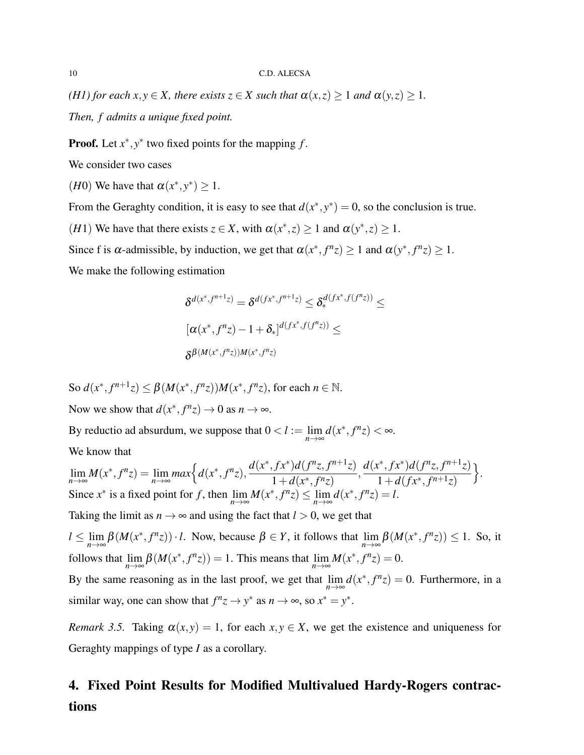*(H1) for each $x,y \in X$, there exists $z \in X$ such that $\alpha(x,z) \geq 1$ and $\alpha(y,z) \geq 1$.*

*Then, $f$ admits a unique fixed point.*

**Proof.** Let $x^*, y^*$ two fixed points for the mapping $f$.

We consider two cases

$(H0)$ We have that $\alpha(x^*, y^*) \geq 1$.

From the Geraghty condition, it is easy to see that $d(x^*, y^*) = 0$, so the conclusion is true.

$(H1)$ We have that there exists $z \in X$, with $\alpha(x^*, z) \geq 1$ and $\alpha(y^*, z) \geq 1$.

Since f is $\alpha$-admissible, by induction, we get that $\alpha(x^*, f^n z) \geq 1$ and $\alpha(y^*, f^n z) \geq 1$.

We make the following estimation

$$\delta^{d(x^*, f^{n+1}z)} = \delta^{d(fx^*, f^{n+1}z)} \leq \delta_*^{d(fx^*, f(f^n z))} \leq$$

$$[\alpha(x^*, f^n z) - 1 + \delta_*]^{d(fx^*, f(f^n z))} \leq$$

$$\delta^{\beta(M(x^*, f^n z))M(x^*, f^n z)}$$

So $d(x^*, f^{n+1}z) \leq \beta(M(x^*, f^n z))M(x^*, f^n z)$, for each $n \in \mathbb{N}$.

Now we show that $d(x^*, f^n z) \to 0$ as $n \to \infty$.

By reductio ad absurdum, we suppose that $0 < l := \lim\limits_{n\to\infty} d(x^*, f^n z) < \infty$.

We know that

$\lim\limits_{n\to\infty} M(x^*, f^n z) = \lim\limits_{n\to\infty} max\Big\{d(x^*, f^n z), \dfrac{d(x^*, fx^*)d(f^n z, f^{n+1}z)}{1 + d(x^*, f^n z)}, \dfrac{d(x^*, fx^*)d(f^n z, f^{n+1}z)}{1 + d(fx^*, f^{n+1}z)}\Big\}$.

Since $x^*$ is a fixed point for $f$, then $\lim\limits_{n\to\infty} M(x^*, f^n z) \leq \lim\limits_{n\to\infty} d(x^*, f^n z) = l$.

Taking the limit as $n \to \infty$ and using the fact that $l > 0$, we get that

$l \leq \lim\limits_{n\to\infty} \beta(M(x^*, f^n z)) \cdot l$. Now, because $\beta \in Y$, it follows that $\lim\limits_{n\to\infty} \beta(M(x^*, f^n z)) \leq 1$. So, it follows that $\lim\limits_{n\to\infty} \beta(M(x^*, f^n z)) = 1$. This means that $\lim\limits_{n\to\infty} M(x^*, f^n z) = 0$.

By the same reasoning as in the last proof, we get that $\lim\limits_{n\to\infty} d(x^*, f^n z) = 0$. Furthermore, in a similar way, one can show that $f^n z \to y^*$ as $n \to \infty$, so $x^* = y^*$.

*Remark 3.5.* Taking $\alpha(x,y) = 1$, for each $x, y \in X$, we get the existence and uniqueness for Geraghty mappings of type $I$ as a corollary.

## 4. Fixed Point Results for Modified Multivalued Hardy-Rogers contractions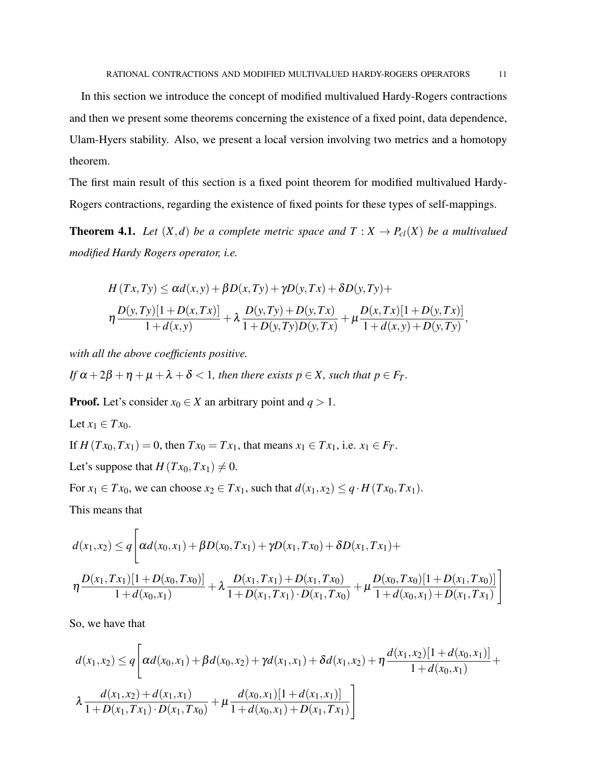In this section we introduce the concept of modified multivalued Hardy-Rogers contractions and then we present some theorems concerning the existence of a fixed point, data dependence, Ulam-Hyers stability. Also, we present a local version involving two metrics and a homotopy theorem.

The first main result of this section is a fixed point theorem for modified multivalued Hardy-Rogers contractions, regarding the existence of fixed points for these types of self-mappings.

**Theorem 4.1.** *Let $(X,d)$ be a complete metric space and $T : X \to P_{cl}(X)$ be a multivalued modified Hardy Rogers operator, i.e.*

$$H(Tx,Ty) \leq \alpha d(x,y) + \beta D(x,Ty) + \gamma D(y,Tx) + \delta D(y,Ty) +$$
$$\eta \frac{D(y,Ty)[1+D(x,Tx)]}{1+d(x,y)} + \lambda \frac{D(y,Ty)+D(y,Tx)}{1+D(y,Ty)D(y,Tx)} + \mu \frac{D(x,Tx)[1+D(y,Tx)]}{1+d(x,y)+D(y,Ty)},$$

*with all the above coefficients positive.*

*If $\alpha + 2\beta + \eta + \mu + \lambda + \delta < 1$, then there exists $p \in X$, such that $p \in F_T$.*

**Proof.** Let's consider $x_0 \in X$ an arbitrary point and $q > 1$.

Let $x_1 \in Tx_0$.

If $H(Tx_0, Tx_1) = 0$, then $Tx_0 = Tx_1$, that means $x_1 \in Tx_1$, i.e. $x_1 \in F_T$.

Let's suppose that $H(Tx_0, Tx_1) \neq 0$.

For $x_1 \in Tx_0$, we can choose $x_2 \in Tx_1$, such that $d(x_1, x_2) \leq q \cdot H(Tx_0, Tx_1)$.

This means that

$$d(x_1,x_2) \leq q\Bigg[\alpha d(x_0,x_1) + \beta D(x_0,Tx_1) + \gamma D(x_1,Tx_0) + \delta D(x_1,Tx_1) +$$
$$\eta \frac{D(x_1,Tx_1)[1+D(x_0,Tx_0)]}{1+d(x_0,x_1)} + \lambda \frac{D(x_1,Tx_1)+D(x_1,Tx_0)}{1+D(x_1,Tx_1)\cdot D(x_1,Tx_0)} + \mu \frac{D(x_0,Tx_0)[1+D(x_1,Tx_0)]}{1+d(x_0,x_1)+D(x_1,Tx_1)}\Bigg]$$

So, we have that

$$d(x_1,x_2) \leq q\Bigg[\alpha d(x_0,x_1) + \beta d(x_0,x_2) + \gamma d(x_1,x_1) + \delta d(x_1,x_2) + \eta \frac{d(x_1,x_2)[1+d(x_0,x_1)]}{1+d(x_0,x_1)} +$$
$$\lambda \frac{d(x_1,x_2)+d(x_1,x_1)}{1+D(x_1,Tx_1)\cdot D(x_1,Tx_0)} + \mu \frac{d(x_0,x_1)[1+d(x_1,x_1)]}{1+d(x_0,x_1)+D(x_1,Tx_1)}\Bigg]$$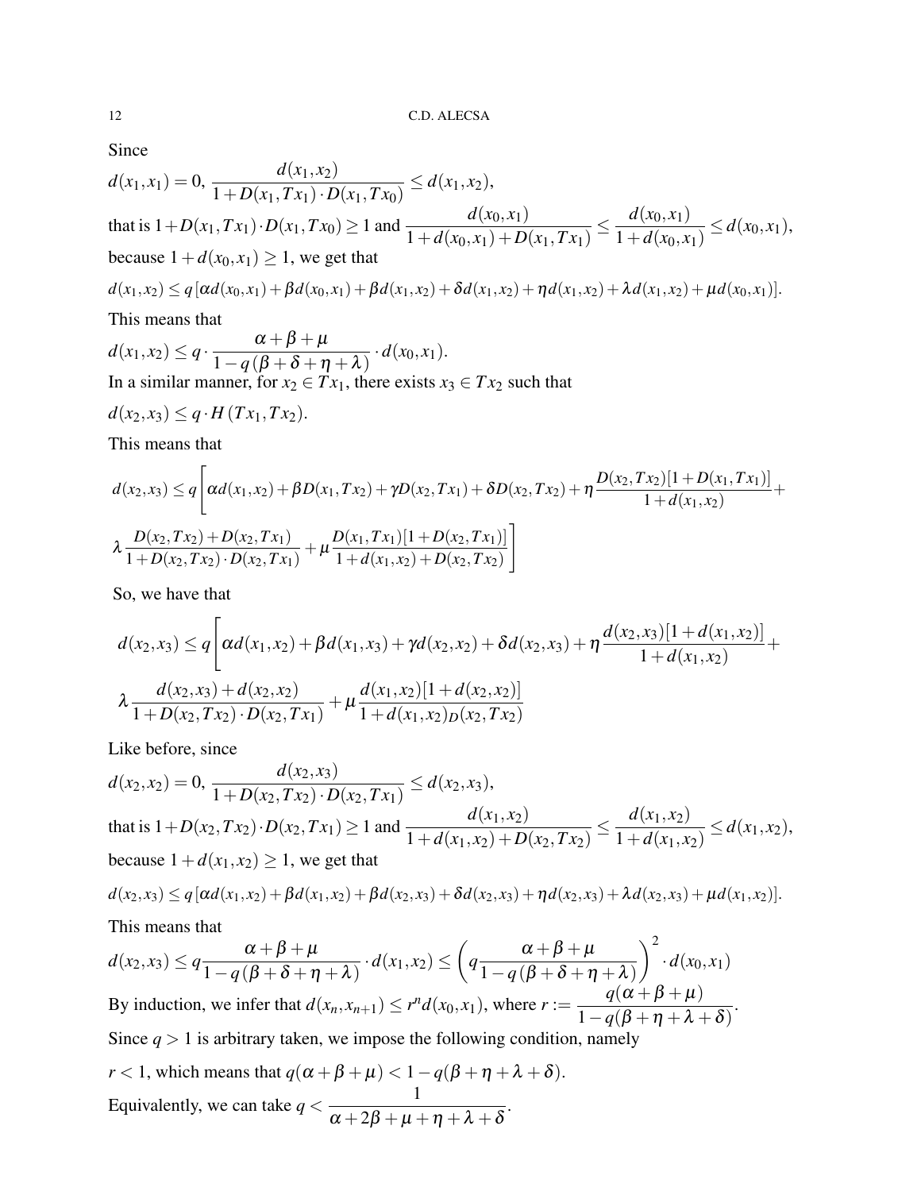Since

$d(x_1,x_1)=0,\ \dfrac{d(x_1,x_2)}{1+D(x_1,Tx_1)\cdot D(x_1,Tx_0)} \le d(x_1,x_2),$

that is $1+D(x_1,Tx_1)\cdot D(x_1,Tx_0)\ge 1$ and $\dfrac{d(x_0,x_1)}{1+d(x_0,x_1)+D(x_1,Tx_1)} \le \dfrac{d(x_0,x_1)}{1+d(x_0,x_1)} \le d(x_0,x_1),$

because $1+d(x_0,x_1)\ge 1$, we get that

$d(x_1,x_2)\le q\,[\alpha d(x_0,x_1)+\beta d(x_0,x_1)+\beta d(x_1,x_2)+\delta d(x_1,x_2)+\eta d(x_1,x_2)+\lambda d(x_1,x_2)+\mu d(x_0,x_1)].$

This means that

$d(x_1,x_2)\le q\cdot \dfrac{\alpha+\beta+\mu}{1-q(\beta+\delta+\eta+\lambda)}\cdot d(x_0,x_1).$

In a similar manner, for $x_2\in Tx_1$, there exists $x_3\in Tx_2$ such that

$d(x_2,x_3)\le q\cdot H(Tx_1,Tx_2).$

This means that

$$d(x_2,x_3)\le q\Bigg[\alpha d(x_1,x_2)+\beta D(x_1,Tx_2)+\gamma D(x_2,Tx_1)+\delta D(x_2,Tx_2)+\eta\frac{D(x_2,Tx_2)[1+D(x_1,Tx_1)]}{1+d(x_1,x_2)}+$$
$$\lambda\frac{D(x_2,Tx_2)+D(x_2,Tx_1)}{1+D(x_2,Tx_2)\cdot D(x_2,Tx_1)}+\mu\frac{D(x_1,Tx_1)[1+D(x_2,Tx_1)]}{1+d(x_1,x_2)+D(x_2,Tx_2)}\Bigg]$$

So, we have that

$$d(x_2,x_3)\le q\Bigg[\alpha d(x_1,x_2)+\beta d(x_1,x_3)+\gamma d(x_2,x_2)+\delta d(x_2,x_3)+\eta\frac{d(x_2,x_3)[1+d(x_1,x_2)]}{1+d(x_1,x_2)}+$$
$$\lambda\frac{d(x_2,x_3)+d(x_2,x_2)}{1+D(x_2,Tx_2)\cdot D(x_2,Tx_1)}+\mu\frac{d(x_1,x_2)[1+d(x_2,x_2)]}{1+d(x_1,x_2)_D(x_2,Tx_2)}$$

Like before, since

$d(x_2,x_2)=0,\ \dfrac{d(x_2,x_3)}{1+D(x_2,Tx_2)\cdot D(x_2,Tx_1)} \le d(x_2,x_3),$

that is $1+D(x_2,Tx_2)\cdot D(x_2,Tx_1)\ge 1$ and $\dfrac{d(x_1,x_2)}{1+d(x_1,x_2)+D(x_2,Tx_2)} \le \dfrac{d(x_1,x_2)}{1+d(x_1,x_2)} \le d(x_1,x_2),$

because $1+d(x_1,x_2)\ge 1$, we get that

$d(x_2,x_3)\le q\,[\alpha d(x_1,x_2)+\beta d(x_1,x_2)+\beta d(x_2,x_3)+\delta d(x_2,x_3)+\eta d(x_2,x_3)+\lambda d(x_2,x_3)+\mu d(x_1,x_2)].$

This means that

$d(x_2,x_3)\le q\dfrac{\alpha+\beta+\mu}{1-q(\beta+\delta+\eta+\lambda)}\cdot d(x_1,x_2)\le \left(q\dfrac{\alpha+\beta+\mu}{1-q(\beta+\delta+\eta+\lambda)}\right)^2\cdot d(x_0,x_1)$

By induction, we infer that $d(x_n,x_{n+1})\le r^n d(x_0,x_1)$, where $r:=\dfrac{q(\alpha+\beta+\mu)}{1-q(\beta+\eta+\lambda+\delta)}$.

Since $q>1$ is arbitrary taken, we impose the following condition, namely

$r<1$, which means that $q(\alpha+\beta+\mu)<1-q(\beta+\eta+\lambda+\delta)$.

Equivalently, we can take $q<\dfrac{1}{\alpha+2\beta+\mu+\eta+\lambda+\delta}$.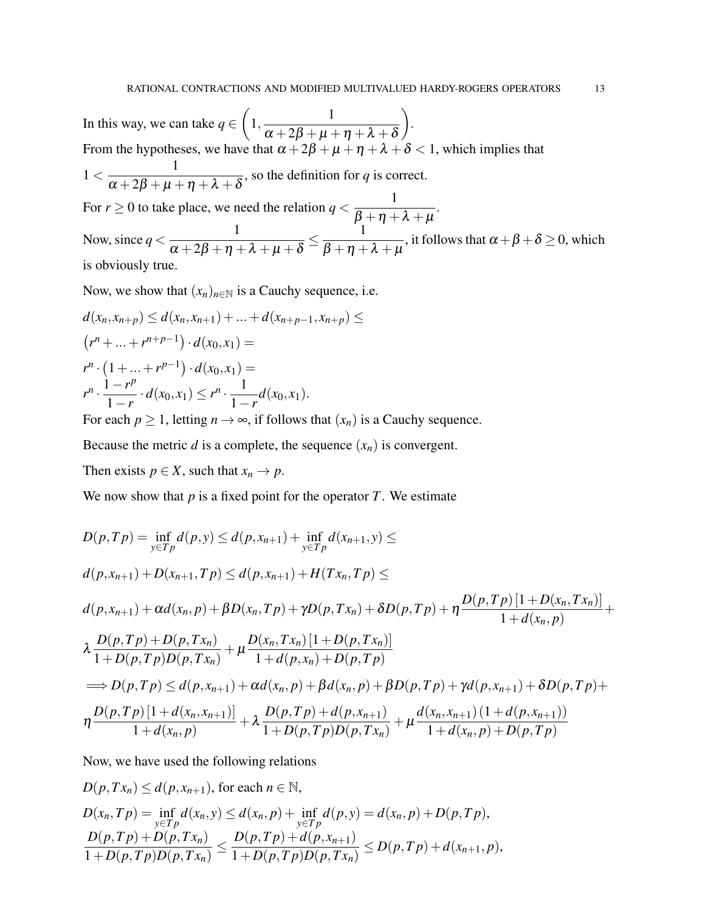In this way, we can take $q \in \left(1, \dfrac{1}{\alpha+2\beta+\mu+\eta+\lambda+\delta}\right)$.

From the hypotheses, we have that $\alpha+2\beta+\mu+\eta+\lambda+\delta<1$, which implies that $1<\dfrac{1}{\alpha+2\beta+\mu+\eta+\lambda+\delta}$, so the definition for $q$ is correct.

For $r \geq 0$ to take place, we need the relation $q<\dfrac{1}{\beta+\eta+\lambda+\mu}$.

Now, since $q<\dfrac{1}{\alpha+2\beta+\eta+\lambda+\mu+\delta} \leq \dfrac{1}{\beta+\eta+\lambda+\mu}$, it follows that $\alpha+\beta+\delta \geq 0$, which is obviously true.

Now, we show that $(x_n)_{n\in\mathbb{N}}$ is a Cauchy sequence, i.e.

$$
\begin{aligned}
& d(x_n,x_{n+p}) \leq d(x_n,x_{n+1})+\ldots+d(x_{n+p-1},x_{n+p}) \leq \\
& \left(r^n+\ldots+r^{n+p-1}\right)\cdot d(x_0,x_1)= \\
& r^n\cdot\left(1+\ldots+r^{p-1}\right)\cdot d(x_0,x_1)= \\
& r^n\cdot\frac{1-r^p}{1-r}\cdot d(x_0,x_1) \leq r^n\cdot\frac{1}{1-r}d(x_0,x_1).
\end{aligned}
$$

For each $p \geq 1$, letting $n\to\infty$, if follows that $(x_n)$ is a Cauchy sequence.

Because the metric $d$ is a complete, the sequence $(x_n)$ is convergent.

Then exists $p\in X$, such that $x_n \to p$.

We now show that $p$ is a fixed point for the operator $T$. We estimate

$$
\begin{aligned}
& D(p,Tp)=\inf_{y\in Tp} d(p,y) \leq d(p,x_{n+1})+\inf_{y\in Tp} d(x_{n+1},y) \leq \\
& d(p,x_{n+1})+D(x_{n+1},Tp) \leq d(p,x_{n+1})+H(Tx_n,Tp) \leq \\
& d(p,x_{n+1})+\alpha d(x_n,p)+\beta D(x_n,Tp)+\gamma D(p,Tx_n)+\delta D(p,Tp)+\eta\frac{D(p,Tp)\left[1+D(x_n,Tx_n)\right]}{1+d(x_n,p)}+ \\
& \lambda\frac{D(p,Tp)+D(p,Tx_n)}{1+D(p,Tp)D(p,Tx_n)}+\mu\frac{D(x_n,Tx_n)\left[1+D(p,Tx_n)\right]}{1+d(p,x_n)+D(p,Tp)} \\
& \Longrightarrow D(p,Tp) \leq d(p,x_{n+1})+\alpha d(x_n,p)+\beta d(x_n,p)+\beta D(p,Tp)+\gamma d(p,x_{n+1})+\delta D(p,Tp)+ \\
& \eta\frac{D(p,Tp)\left[1+d(x_n,x_{n+1})\right]}{1+d(x_n,p)}+\lambda\frac{D(p,Tp)+d(p,x_{n+1})}{1+D(p,Tp)D(p,Tx_n)}+\mu\frac{d(x_n,x_{n+1})\left(1+d(p,x_{n+1})\right)}{1+d(x_n,p)+D(p,Tp)}
\end{aligned}
$$

Now, we have used the following relations

$D(p,Tx_n) \leq d(p,x_{n+1})$, for each $n\in\mathbb{N}$,

$D(x_n,Tp)=\inf\limits_{y\in Tp} d(x_n,y) \leq d(x_n,p)+\inf\limits_{y\in Tp} d(p,y)=d(x_n,p)+D(p,Tp)$,

$\dfrac{D(p,Tp)+D(p,Tx_n)}{1+D(p,Tp)D(p,Tx_n)} \leq \dfrac{D(p,Tp)+d(p,x_{n+1})}{1+D(p,Tp)D(p,Tx_n)} \leq D(p,Tp)+d(x_{n+1},p)$,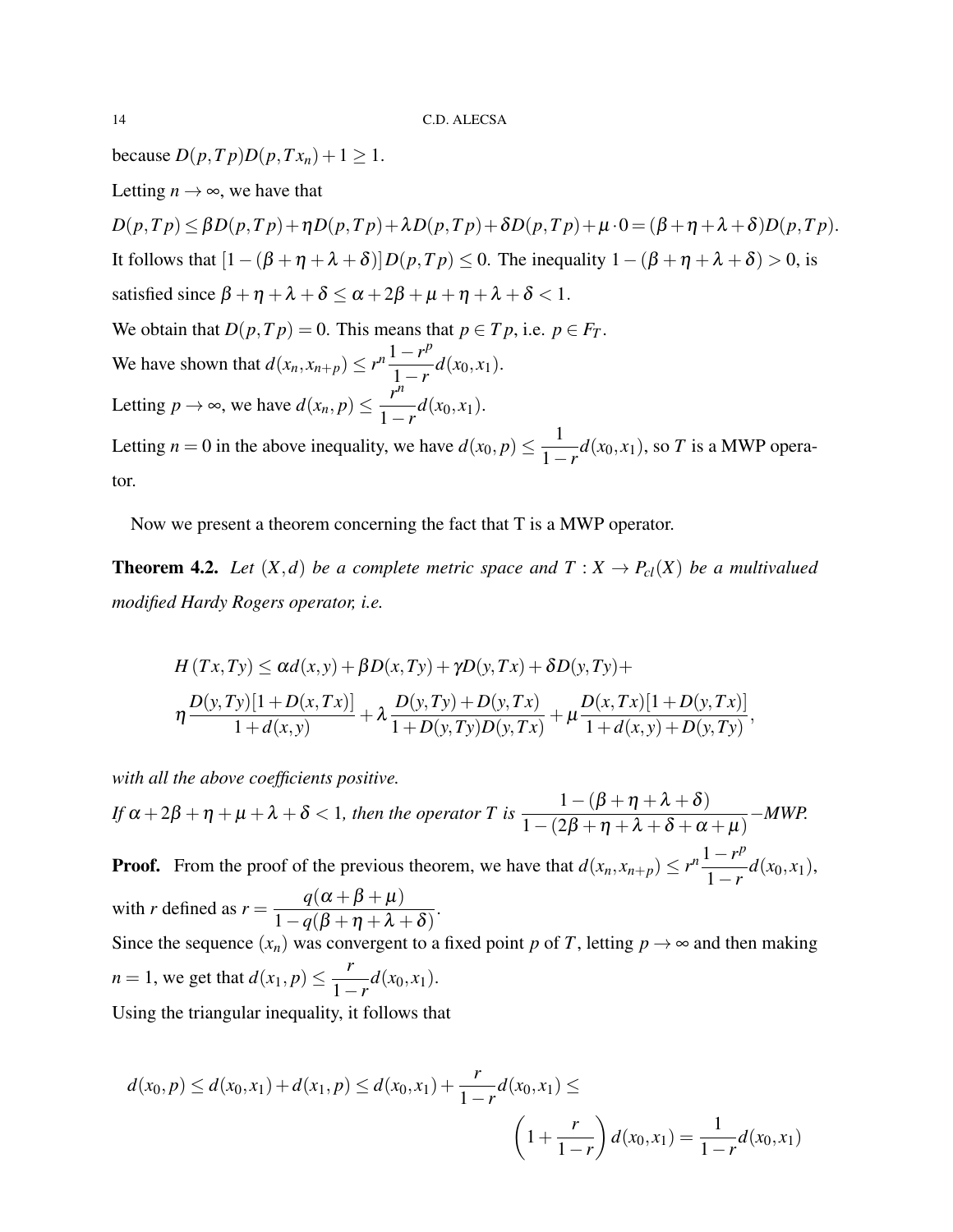because $D(p,Tp)D(p,Tx_n)+1 \geq 1$.

Letting $n \to \infty$, we have that

$D(p,Tp) \leq \beta D(p,Tp) + \eta D(p,Tp) + \lambda D(p,Tp) + \delta D(p,Tp) + \mu \cdot 0 = (\beta+\eta+\lambda+\delta)D(p,Tp)$.

It follows that $[1-(\beta+\eta+\lambda+\delta)]D(p,Tp) \leq 0$. The inequality $1-(\beta+\eta+\lambda+\delta) > 0$, is satisfied since $\beta+\eta+\lambda+\delta \leq \alpha+2\beta+\mu+\eta+\lambda+\delta < 1$.

We obtain that $D(p,Tp) = 0$. This means that $p \in Tp$, i.e. $p \in F_T$.

We have shown that $d(x_n, x_{n+p}) \leq r^n \dfrac{1-r^p}{1-r} d(x_0, x_1)$.

Letting $p \to \infty$, we have $d(x_n, p) \leq \dfrac{r^n}{1-r} d(x_0, x_1)$.

Letting $n = 0$ in the above inequality, we have $d(x_0, p) \leq \dfrac{1}{1-r} d(x_0, x_1)$, so $T$ is a MWP operator.

Now we present a theorem concerning the fact that T is a MWP operator.

**Theorem 4.2.** *Let $(X,d)$ be a complete metric space and $T: X \to P_{cl}(X)$ be a multivalued modified Hardy Rogers operator, i.e.*

$$H(Tx,Ty) \leq \alpha d(x,y) + \beta D(x,Ty) + \gamma D(y,Tx) + \delta D(y,Ty) +$$
$$\eta \frac{D(y,Ty)[1+D(x,Tx)]}{1+d(x,y)} + \lambda \frac{D(y,Ty)+D(y,Tx)}{1+D(y,Ty)D(y,Tx)} + \mu \frac{D(x,Tx)[1+D(y,Tx)]}{1+d(x,y)+D(y,Ty)},$$

*with all the above coefficients positive.*

*If $\alpha+2\beta+\eta+\mu+\lambda+\delta < 1$, then the operator $T$ is $\dfrac{1-(\beta+\eta+\lambda+\delta)}{1-(2\beta+\eta+\lambda+\delta+\alpha+\mu)}$–MWP.*

**Proof.** From the proof of the previous theorem, we have that $d(x_n, x_{n+p}) \leq r^n \dfrac{1-r^p}{1-r} d(x_0, x_1)$, with $r$ defined as $r = \dfrac{q(\alpha+\beta+\mu)}{1-q(\beta+\eta+\lambda+\delta)}$.

Since the sequence $(x_n)$ was convergent to a fixed point $p$ of $T$, letting $p \to \infty$ and then making $n = 1$, we get that $d(x_1, p) \leq \dfrac{r}{1-r} d(x_0, x_1)$.

Using the triangular inequality, it follows that

$$d(x_0,p) \leq d(x_0,x_1) + d(x_1,p) \leq d(x_0,x_1) + \frac{r}{1-r} d(x_0,x_1) \leq$$
$$\left(1 + \frac{r}{1-r}\right) d(x_0,x_1) = \frac{1}{1-r} d(x_0,x_1)$$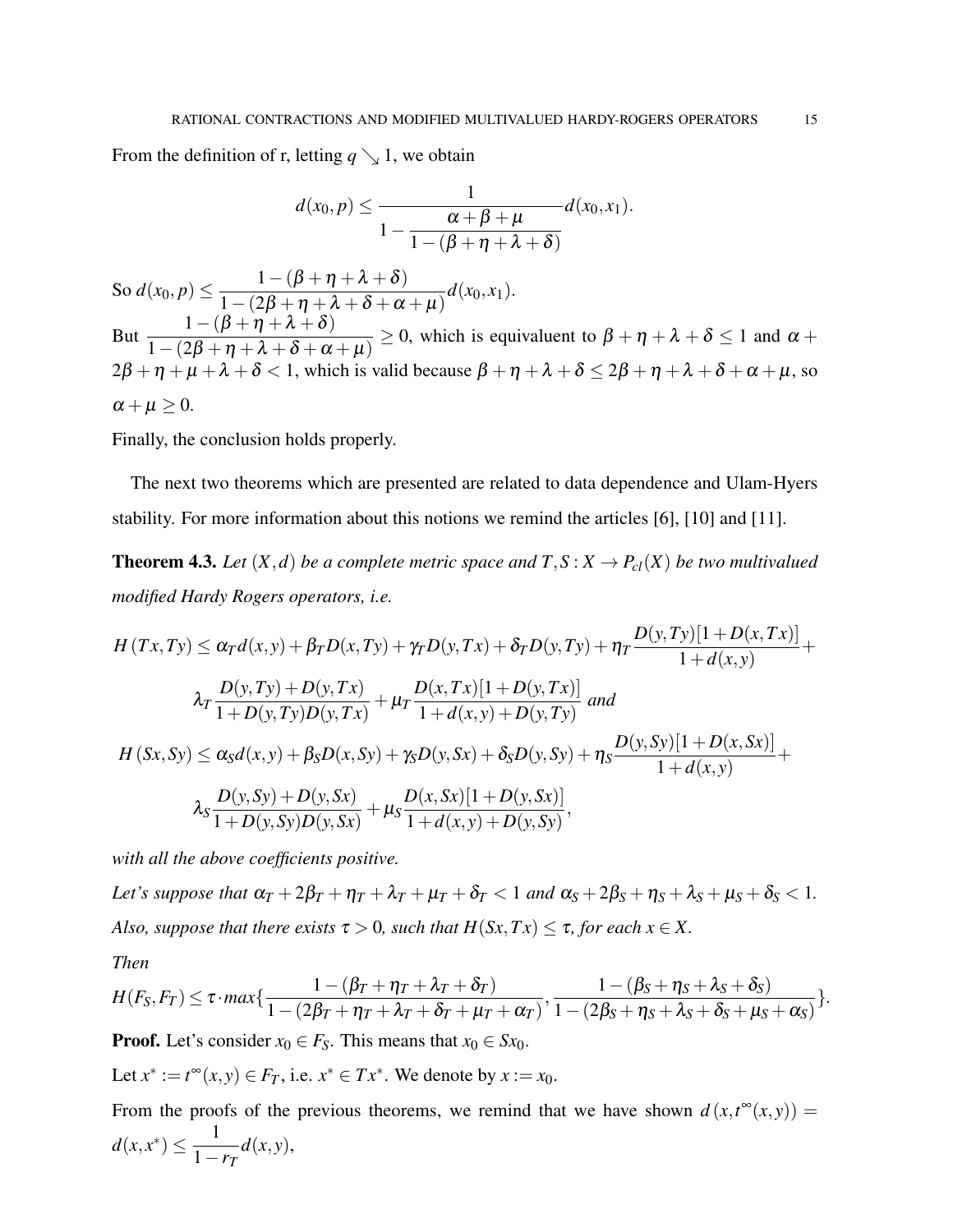From the definition of r, letting $q \searrow 1$, we obtain

$$d(x_0, p) \leq \frac{1}{1 - \dfrac{\alpha + \beta + \mu}{1 - (\beta + \eta + \lambda + \delta)}} d(x_0, x_1).$$

So $d(x_0, p) \leq \dfrac{1 - (\beta + \eta + \lambda + \delta)}{1 - (2\beta + \eta + \lambda + \delta + \alpha + \mu)} d(x_0, x_1)$.

But $\dfrac{1 - (\beta + \eta + \lambda + \delta)}{1 - (2\beta + \eta + \lambda + \delta + \alpha + \mu)} \geq 0$, which is equivaluent to $\beta + \eta + \lambda + \delta \leq 1$ and $\alpha + 2\beta + \eta + \mu + \lambda + \delta < 1$, which is valid because $\beta + \eta + \lambda + \delta \leq 2\beta + \eta + \lambda + \delta + \alpha + \mu$, so $\alpha + \mu \geq 0$.

Finally, the conclusion holds properly.

The next two theorems which are presented are related to data dependence and Ulam-Hyers stability. For more information about this notions we remind the articles [6], [10] and [11].

**Theorem 4.3.** *Let $(X, d)$ be a complete metric space and $T, S : X \to P_{cl}(X)$ be two multivalued modified Hardy Rogers operators, i.e.*

$$H(Tx, Ty) \leq \alpha_T d(x,y) + \beta_T D(x, Ty) + \gamma_T D(y, Tx) + \delta_T D(y, Ty) + \eta_T \frac{D(y, Ty)[1 + D(x, Tx)]}{1 + d(x,y)} +$$

$$\lambda_T \frac{D(y, Ty) + D(y, Tx)}{1 + D(y, Ty) D(y, Tx)} + \mu_T \frac{D(x, Tx)[1 + D(y, Tx)]}{1 + d(x,y) + D(y, Ty)} \text{ and}$$

$$H(Sx, Sy) \leq \alpha_S d(x,y) + \beta_S D(x, Sy) + \gamma_S D(y, Sx) + \delta_S D(y, Sy) + \eta_S \frac{D(y, Sy)[1 + D(x, Sx)]}{1 + d(x,y)} +$$

$$\lambda_S \frac{D(y, Sy) + D(y, Sx)}{1 + D(y, Sy) D(y, Sx)} + \mu_S \frac{D(x, Sx)[1 + D(y, Sx)]}{1 + d(x,y) + D(y, Sy)},$$

*with all the above coefficients positive.*

*Let's suppose that $\alpha_T + 2\beta_T + \eta_T + \lambda_T + \mu_T + \delta_T < 1$ and $\alpha_S + 2\beta_S + \eta_S + \lambda_S + \mu_S + \delta_S < 1$. Also, suppose that there exists $\tau > 0$, such that $H(Sx, Tx) \leq \tau$, for each $x \in X$.*

*Then*

$$H(F_S, F_T) \leq \tau \cdot max\left\{\frac{1 - (\beta_T + \eta_T + \lambda_T + \delta_T)}{1 - (2\beta_T + \eta_T + \lambda_T + \delta_T + \mu_T + \alpha_T)}, \frac{1 - (\beta_S + \eta_S + \lambda_S + \delta_S)}{1 - (2\beta_S + \eta_S + \lambda_S + \delta_S + \mu_S + \alpha_S)}\right\}.$$

**Proof.** Let's consider $x_0 \in F_S$. This means that $x_0 \in Sx_0$.

Let $x^* := t^\infty(x, y) \in F_T$, i.e. $x^* \in Tx^*$. We denote by $x := x_0$.

From the proofs of the previous theorems, we remind that we have shown $d(x, t^\infty(x, y)) = d(x, x^*) \leq \dfrac{1}{1 - r_T} d(x, y)$,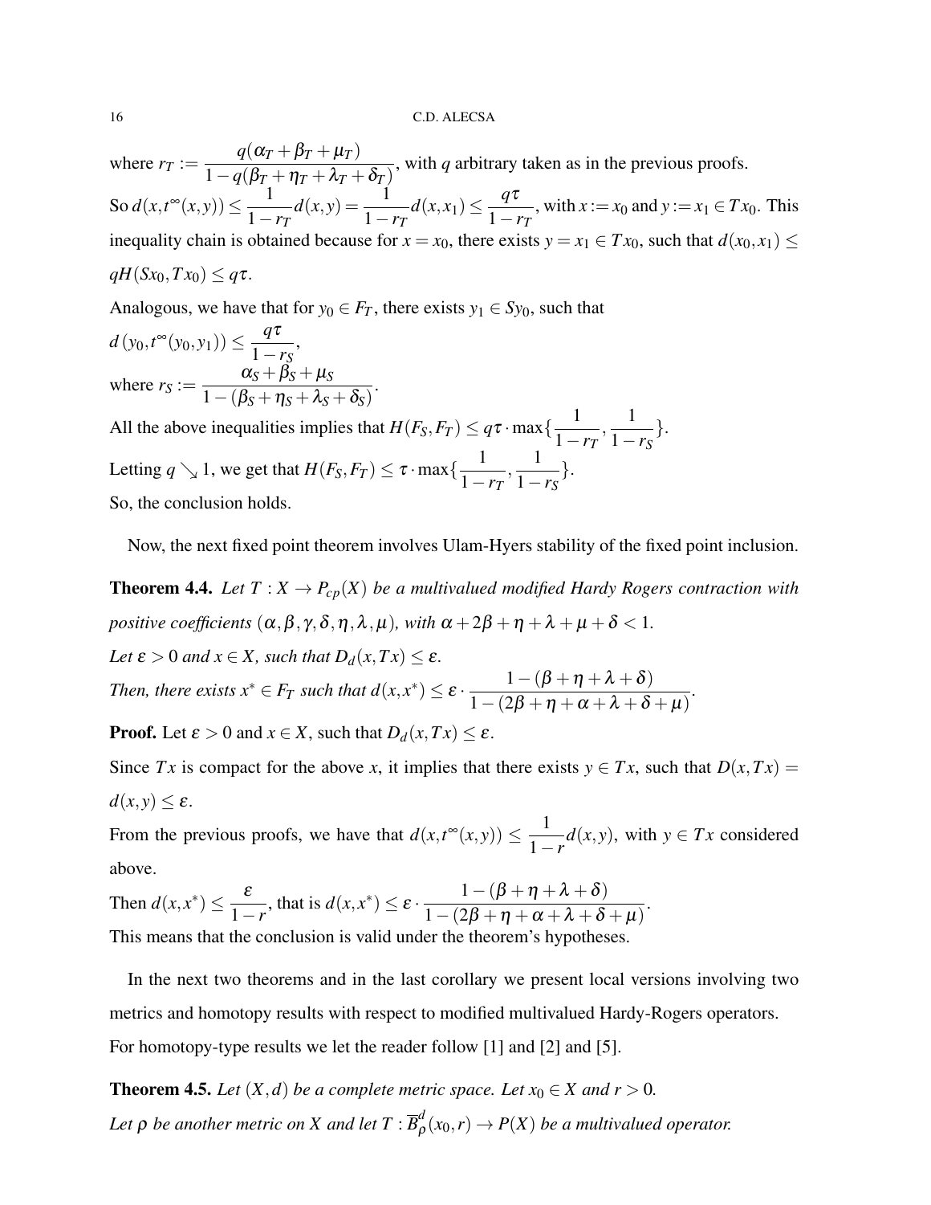where $r_T := \dfrac{q(\alpha_T + \beta_T + \mu_T)}{1 - q(\beta_T + \eta_T + \lambda_T + \delta_T)}$, with $q$ arbitrary taken as in the previous proofs.

So $d(x, t^\infty(x,y)) \leq \dfrac{1}{1 - r_T} d(x,y) = \dfrac{1}{1 - r_T} d(x, x_1) \leq \dfrac{q\tau}{1 - r_T}$, with $x := x_0$ and $y := x_1 \in Tx_0$. This inequality chain is obtained because for $x = x_0$, there exists $y = x_1 \in Tx_0$, such that $d(x_0, x_1) \leq qH(Sx_0, Tx_0) \leq q\tau$.

Analogous, we have that for $y_0 \in F_T$, there exists $y_1 \in Sy_0$, such that

$d(y_0, t^\infty(y_0, y_1)) \leq \dfrac{q\tau}{1 - r_S}$,

where $r_S := \dfrac{\alpha_S + \beta_S + \mu_S}{1 - (\beta_S + \eta_S + \lambda_S + \delta_S)}$.

All the above inequalities implies that $H(F_S, F_T) \leq q\tau \cdot \max\{\dfrac{1}{1 - r_T}, \dfrac{1}{1 - r_S}\}$.

Letting $q \searrow 1$, we get that $H(F_S, F_T) \leq \tau \cdot \max\{\dfrac{1}{1 - r_T}, \dfrac{1}{1 - r_S}\}$.

So, the conclusion holds.

Now, the next fixed point theorem involves Ulam-Hyers stability of the fixed point inclusion.

**Theorem 4.4.** *Let $T : X \to P_{cp}(X)$ be a multivalued modified Hardy Rogers contraction with positive coefficients $(\alpha, \beta, \gamma, \delta, \eta, \lambda, \mu)$, with $\alpha + 2\beta + \eta + \lambda + \mu + \delta < 1$.*

*Let $\varepsilon > 0$ and $x \in X$, such that $D_d(x, Tx) \leq \varepsilon$.*

*Then, there exists $x^* \in F_T$ such that $d(x, x^*) \leq \varepsilon \cdot \dfrac{1 - (\beta + \eta + \lambda + \delta)}{1 - (2\beta + \eta + \alpha + \lambda + \delta + \mu)}$.*

**Proof.** Let $\varepsilon > 0$ and $x \in X$, such that $D_d(x, Tx) \leq \varepsilon$.

Since $Tx$ is compact for the above $x$, it implies that there exists $y \in Tx$, such that $D(x, Tx) = d(x, y) \leq \varepsilon$.

From the previous proofs, we have that $d(x, t^\infty(x,y)) \leq \dfrac{1}{1 - r} d(x, y)$, with $y \in Tx$ considered above.

Then $d(x, x^*) \leq \dfrac{\varepsilon}{1 - r}$, that is $d(x, x^*) \leq \varepsilon \cdot \dfrac{1 - (\beta + \eta + \lambda + \delta)}{1 - (2\beta + \eta + \alpha + \lambda + \delta + \mu)}$.

This means that the conclusion is valid under the theorem's hypotheses.

In the next two theorems and in the last corollary we present local versions involving two metrics and homotopy results with respect to modified multivalued Hardy-Rogers operators. For homotopy-type results we let the reader follow [1] and [2] and [5].

**Theorem 4.5.** *Let $(X, d)$ be a complete metric space. Let $x_0 \in X$ and $r > 0$.*

*Let $\rho$ be another metric on $X$ and let $T : \overline{B}^d_\rho(x_0, r) \to P(X)$ be a multivalued operator.*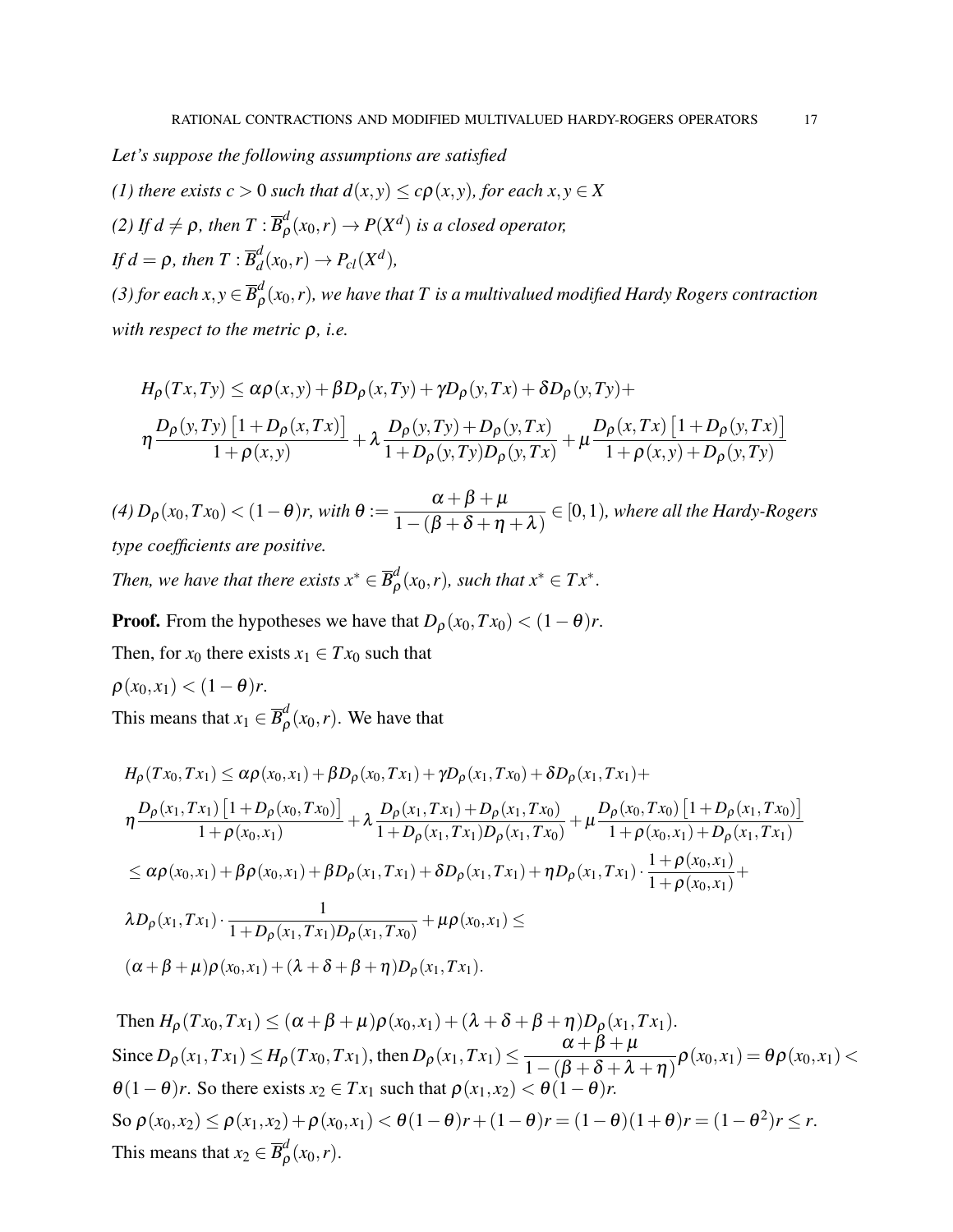*Let's suppose the following assumptions are satisfied*

*(1) there exists $c > 0$ such that $d(x,y) \leq c\rho(x,y)$, for each $x,y \in X$*

*(2) If $d \neq \rho$, then $T : \overline{B}^d_\rho(x_0,r) \to P(X^d)$ is a closed operator,*

*If $d = \rho$, then $T : \overline{B}^d_d(x_0,r) \to P_{cl}(X^d)$,*

*(3) for each $x,y \in \overline{B}^d_\rho(x_0,r)$, we have that $T$ is a multivalued modified Hardy Rogers contraction with respect to the metric $\rho$, i.e.*

$$H_\rho(Tx,Ty) \leq \alpha\rho(x,y) + \beta D_\rho(x,Ty) + \gamma D_\rho(y,Tx) + \delta D_\rho(y,Ty) +$$

$$\eta \frac{D_\rho(y,Ty)\left[1 + D_\rho(x,Tx)\right]}{1+\rho(x,y)} + \lambda \frac{D_\rho(y,Ty) + D_\rho(y,Tx)}{1 + D_\rho(y,Ty)D_\rho(y,Tx)} + \mu \frac{D_\rho(x,Tx)\left[1 + D_\rho(y,Tx)\right]}{1+\rho(x,y) + D_\rho(y,Ty)}$$

*(4) $D_\rho(x_0,Tx_0) < (1-\theta)r$, with $\theta := \dfrac{\alpha+\beta+\mu}{1-(\beta+\delta+\eta+\lambda)} \in [0,1)$, where all the Hardy-Rogers type coefficients are positive.*

*Then, we have that there exists $x^* \in \overline{B}^d_\rho(x_0,r)$, such that $x^* \in Tx^*$.*

**Proof.** From the hypotheses we have that $D_\rho(x_0,Tx_0) < (1-\theta)r$.

Then, for $x_0$ there exists $x_1 \in Tx_0$ such that

$\rho(x_0,x_1) < (1-\theta)r$.

This means that $x_1 \in \overline{B}^d_\rho(x_0,r)$. We have that

$$H_\rho(Tx_0,Tx_1) \leq \alpha\rho(x_0,x_1) + \beta D_\rho(x_0,Tx_1) + \gamma D_\rho(x_1,Tx_0) + \delta D_\rho(x_1,Tx_1) +$$

$$\eta \frac{D_\rho(x_1,Tx_1)\left[1 + D_\rho(x_0,Tx_0)\right]}{1+\rho(x_0,x_1)} + \lambda \frac{D_\rho(x_1,Tx_1) + D_\rho(x_1,Tx_0)}{1 + D_\rho(x_1,Tx_1)D_\rho(x_1,Tx_0)} + \mu \frac{D_\rho(x_0,Tx_0)\left[1 + D_\rho(x_1,Tx_0)\right]}{1+\rho(x_0,x_1) + D_\rho(x_1,Tx_1)}$$

$$\leq \alpha\rho(x_0,x_1) + \beta\rho(x_0,x_1) + \beta D_\rho(x_1,Tx_1) + \delta D_\rho(x_1,Tx_1) + \eta D_\rho(x_1,Tx_1) \cdot \frac{1+\rho(x_0,x_1)}{1+\rho(x_0,x_1)} +$$

$$\lambda D_\rho(x_1,Tx_1) \cdot \frac{1}{1 + D_\rho(x_1,Tx_1)D_\rho(x_1,Tx_0)} + \mu\rho(x_0,x_1) \leq$$

$$(\alpha+\beta+\mu)\rho(x_0,x_1) + (\lambda+\delta+\beta+\eta)D_\rho(x_1,Tx_1).$$

Then $H_\rho(Tx_0,Tx_1) \leq (\alpha+\beta+\mu)\rho(x_0,x_1) + (\lambda+\delta+\beta+\eta)D_\rho(x_1,Tx_1)$.

Since $D_\rho(x_1,Tx_1) \leq H_\rho(Tx_0,Tx_1)$, then $D_\rho(x_1,Tx_1) \leq \dfrac{\alpha+\beta+\mu}{1-(\beta+\delta+\lambda+\eta)}\rho(x_0,x_1) = \theta\rho(x_0,x_1) < \theta(1-\theta)r$. So there exists $x_2 \in Tx_1$ such that $\rho(x_1,x_2) < \theta(1-\theta)r$.

So $\rho(x_0,x_2) \leq \rho(x_1,x_2) + \rho(x_0,x_1) < \theta(1-\theta)r + (1-\theta)r = (1-\theta)(1+\theta)r = (1-\theta^2)r \leq r$.

This means that $x_2 \in \overline{B}^d_\rho(x_0,r)$.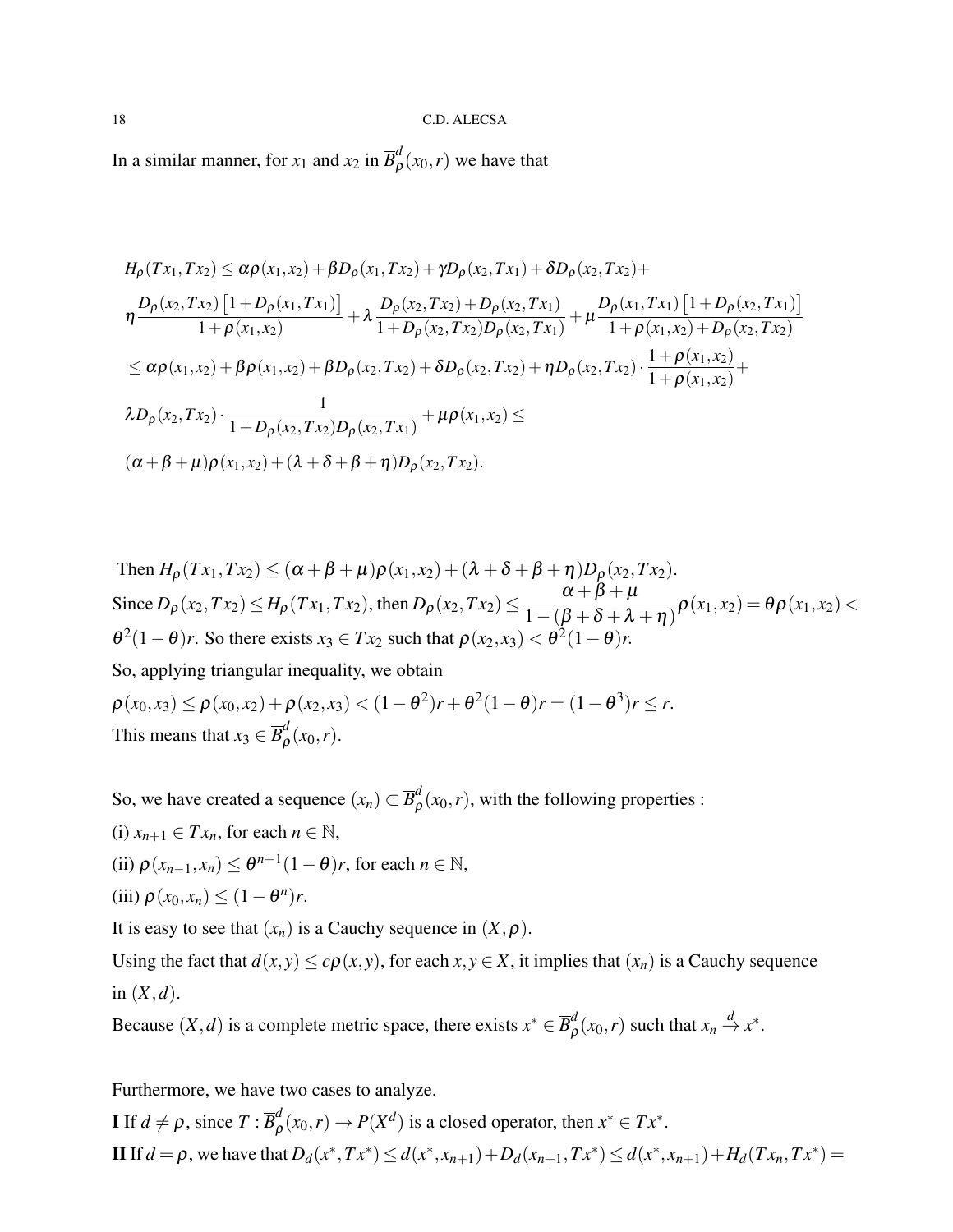In a similar manner, for $x_1$ and $x_2$ in $\overline{B}^d_\rho(x_0,r)$ we have that

$$
\begin{aligned}
&H_\rho(Tx_1,Tx_2) \le \alpha\rho(x_1,x_2) + \beta D_\rho(x_1,Tx_2) + \gamma D_\rho(x_2,Tx_1) + \delta D_\rho(x_2,Tx_2) + \\
&\eta \frac{D_\rho(x_2,Tx_2)\left[1+D_\rho(x_1,Tx_1)\right]}{1+\rho(x_1,x_2)} + \lambda \frac{D_\rho(x_2,Tx_2)+D_\rho(x_2,Tx_1)}{1+D_\rho(x_2,Tx_2)D_\rho(x_2,Tx_1)} + \mu \frac{D_\rho(x_1,Tx_1)\left[1+D_\rho(x_2,Tx_1)\right]}{1+\rho(x_1,x_2)+D_\rho(x_2,Tx_2)} \\
&\le \alpha\rho(x_1,x_2) + \beta\rho(x_1,x_2) + \beta D_\rho(x_2,Tx_2) + \delta D_\rho(x_2,Tx_2) + \eta D_\rho(x_2,Tx_2)\cdot \frac{1+\rho(x_1,x_2)}{1+\rho(x_1,x_2)} + \\
&\lambda D_\rho(x_2,Tx_2)\cdot \frac{1}{1+D_\rho(x_2,Tx_2)D_\rho(x_2,Tx_1)} + \mu\rho(x_1,x_2) \le \\
&(\alpha+\beta+\mu)\rho(x_1,x_2) + (\lambda+\delta+\beta+\eta)D_\rho(x_2,Tx_2).
\end{aligned}
$$

Then $H_\rho(Tx_1,Tx_2) \le (\alpha+\beta+\mu)\rho(x_1,x_2) + (\lambda+\delta+\beta+\eta)D_\rho(x_2,Tx_2)$.
Since $D_\rho(x_2,Tx_2) \le H_\rho(Tx_1,Tx_2)$, then $D_\rho(x_2,Tx_2) \le \dfrac{\alpha+\beta+\mu}{1-(\beta+\delta+\lambda+\eta)}\rho(x_1,x_2) = \theta\rho(x_1,x_2) < \theta^2(1-\theta)r$. So there exists $x_3 \in Tx_2$ such that $\rho(x_2,x_3) < \theta^2(1-\theta)r$.
So, applying triangular inequality, we obtain
$\rho(x_0,x_3) \le \rho(x_0,x_2) + \rho(x_2,x_3) < (1-\theta^2)r + \theta^2(1-\theta)r = (1-\theta^3)r \le r$.
This means that $x_3 \in \overline{B}^d_\rho(x_0,r)$.

So, we have created a sequence $(x_n) \subset \overline{B}^d_\rho(x_0,r)$, with the following properties :
(i) $x_{n+1} \in Tx_n$, for each $n \in \mathbb{N}$,
(ii) $\rho(x_{n-1},x_n) \le \theta^{n-1}(1-\theta)r$, for each $n \in \mathbb{N}$,
(iii) $\rho(x_0,x_n) \le (1-\theta^n)r$.
It is easy to see that $(x_n)$ is a Cauchy sequence in $(X,\rho)$.
Using the fact that $d(x,y) \le c\rho(x,y)$, for each $x,y \in X$, it implies that $(x_n)$ is a Cauchy sequence in $(X,d)$.
Because $(X,d)$ is a complete metric space, there exists $x^* \in \overline{B}^d_\rho(x_0,r)$ such that $x_n \xrightarrow{d} x^*$.

Furthermore, we have two cases to analyze.
**I** If $d \neq \rho$, since $T : \overline{B}^d_\rho(x_0,r) \to P(X^d)$ is a closed operator, then $x^* \in Tx^*$.
**II** If $d = \rho$, we have that $D_d(x^*,Tx^*) \le d(x^*,x_{n+1}) + D_d(x_{n+1},Tx^*) \le d(x^*,x_{n+1}) + H_d(Tx_n,Tx^*) =$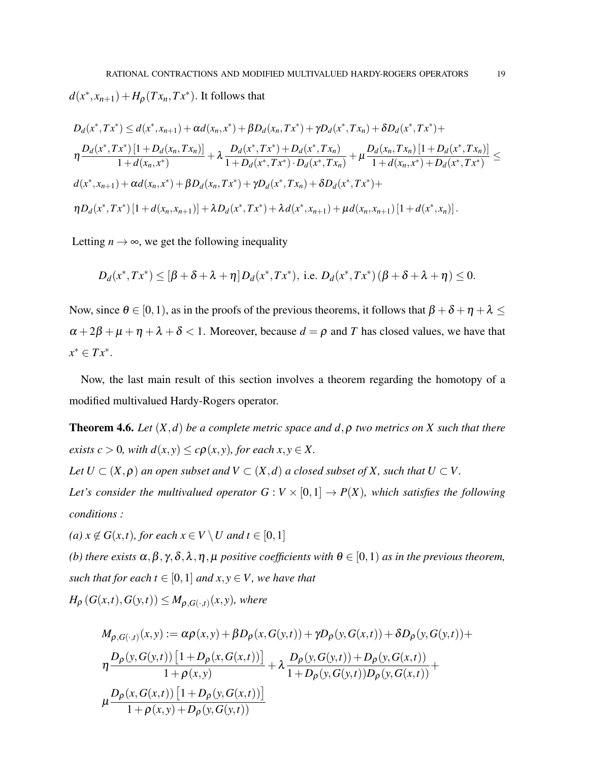$d(x^*, x_{n+1}) + H_\rho(Tx_n, Tx^*)$. It follows that

$$
\begin{aligned}
&D_d(x^*, Tx^*) \leq d(x^*, x_{n+1}) + \alpha d(x_n, x^*) + \beta D_d(x_n, Tx^*) + \gamma D_d(x^*, Tx_n) + \delta D_d(x^*, Tx^*) + \\
&\eta \frac{D_d(x^*, Tx^*)\left[1 + D_d(x_n, Tx_n)\right]}{1 + d(x_n, x^*)} + \lambda \frac{D_d(x^*, Tx^*) + D_d(x^*, Tx_n)}{1 + D_d(x^*, Tx^*) \cdot D_d(x^*, Tx_n)} + \mu \frac{D_d(x_n, Tx_n)\left[1 + D_d(x^*, Tx_n)\right]}{1 + d(x_n, x^*) + D_d(x^*, Tx^*)} \leq \\
&d(x^*, x_{n+1}) + \alpha d(x_n, x^*) + \beta D_d(x_n, Tx^*) + \gamma D_d(x^*, Tx_n) + \delta D_d(x^*, Tx^*) + \\
&\eta D_d(x^*, Tx^*)\left[1 + d(x_n, x_{n+1})\right] + \lambda D_d(x^*, Tx^*) + \lambda d(x^*, x_{n+1}) + \mu d(x_n, x_{n+1})\left[1 + d(x^*, x_n)\right].
\end{aligned}
$$

Letting $n \to \infty$, we get the following inequality

$$
D_d(x^*, Tx^*) \leq [\beta + \delta + \lambda + \eta] D_d(x^*, Tx^*), \text{ i.e. } D_d(x^*, Tx^*)(\beta + \delta + \lambda + \eta) \leq 0.
$$

Now, since $\theta \in [0,1)$, as in the proofs of the previous theorems, it follows that $\beta + \delta + \eta + \lambda \leq \alpha + 2\beta + \mu + \eta + \lambda + \delta < 1$. Moreover, because $d = \rho$ and $T$ has closed values, we have that $x^* \in Tx^*$.

Now, the last main result of this section involves a theorem regarding the homotopy of a modified multivalued Hardy-Rogers operator.

**Theorem 4.6.** *Let $(X,d)$ be a complete metric space and $d, \rho$ two metrics on $X$ such that there exists $c > 0$, with $d(x,y) \leq c\rho(x,y)$, for each $x, y \in X$.*

*Let $U \subset (X,\rho)$ an open subset and $V \subset (X,d)$ a closed subset of $X$, such that $U \subset V$.*

*Let's consider the multivalued operator $G : V \times [0,1] \to P(X)$, which satisfies the following conditions :*

*(a) $x \notin G(x,t)$, for each $x \in V \setminus U$ and $t \in [0,1]$*

*(b) there exists $\alpha, \beta, \gamma, \delta, \lambda, \eta, \mu$ positive coefficients with $\theta \in [0,1)$ as in the previous theorem, such that for each $t \in [0,1]$ and $x, y \in V$, we have that*

*$H_\rho(G(x,t), G(y,t)) \leq M_{\rho, G(\cdot,t)}(x,y)$, where*

$$
\begin{aligned}
&M_{\rho, G(\cdot,t)}(x,y) := \alpha\rho(x,y) + \beta D_\rho(x, G(y,t)) + \gamma D_\rho(y, G(x,t)) + \delta D_\rho(y, G(y,t)) + \\
&\eta \frac{D_\rho(y, G(y,t))\left[1 + D_\rho(x, G(x,t))\right]}{1 + \rho(x,y)} + \lambda \frac{D_\rho(y, G(y,t)) + D_\rho(y, G(x,t))}{1 + D_\rho(y, G(y,t)) D_\rho(y, G(x,t))} + \\
&\mu \frac{D_\rho(x, G(x,t))\left[1 + D_\rho(y, G(x,t))\right]}{1 + \rho(x,y) + D_\rho(y, G(y,t))}
\end{aligned}
$$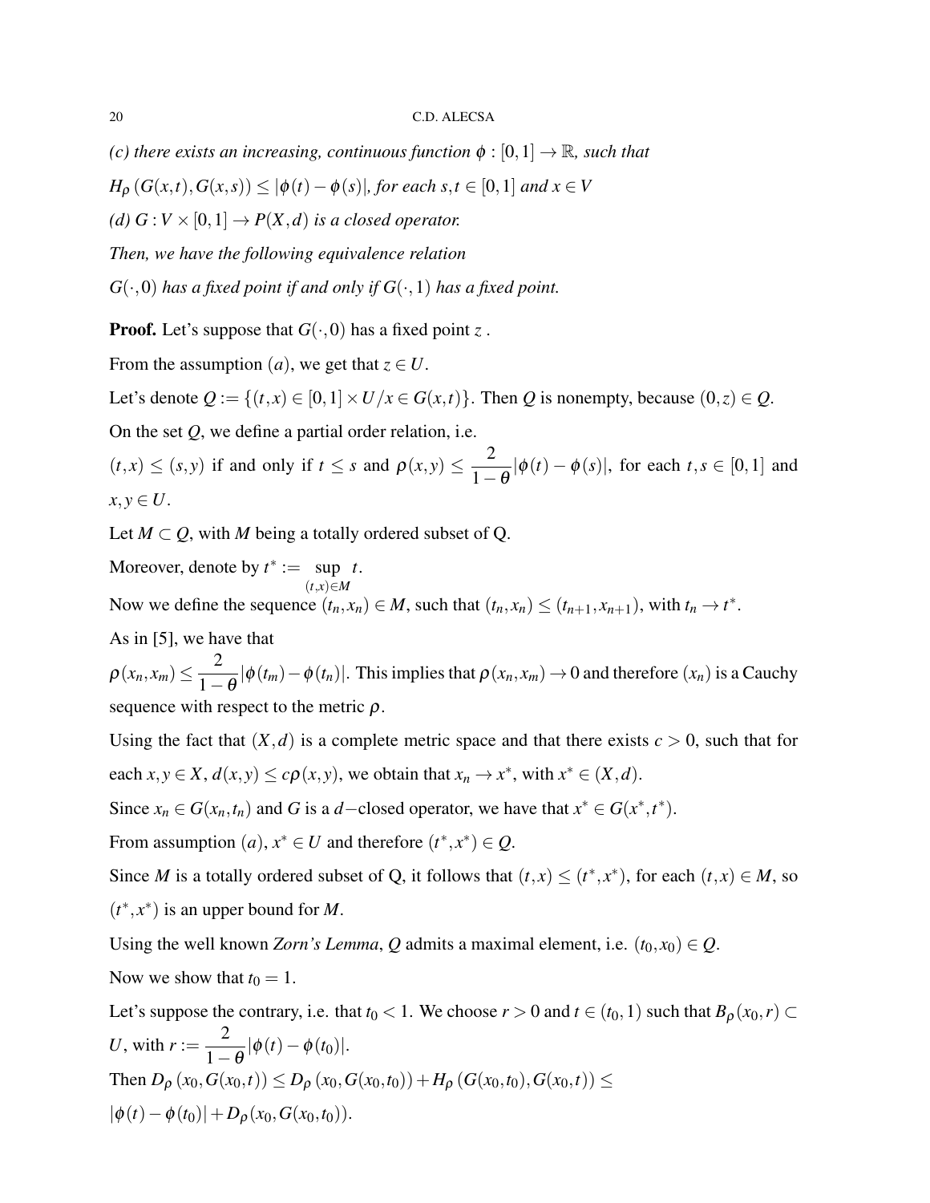*(c) there exists an increasing, continuous function $\phi : [0,1] \to \mathbb{R}$, such that*

*$H_\rho(G(x,t), G(x,s)) \leq |\phi(t) - \phi(s)|$, for each $s,t \in [0,1]$ and $x \in V$*

*(d) $G : V \times [0,1] \to P(X,d)$ is a closed operator.*

*Then, we have the following equivalence relation*

*$G(\cdot,0)$ has a fixed point if and only if $G(\cdot,1)$ has a fixed point.*

**Proof.** Let's suppose that $G(\cdot,0)$ has a fixed point $z$.

From the assumption $(a)$, we get that $z \in U$.

Let's denote $Q := \{(t,x) \in [0,1] \times U / x \in G(x,t)\}$. Then $Q$ is nonempty, because $(0,z) \in Q$.

On the set $Q$, we define a partial order relation, i.e.

$(t,x) \leq (s,y)$ if and only if $t \leq s$ and $\rho(x,y) \leq \dfrac{2}{1-\theta}|\phi(t) - \phi(s)|$, for each $t,s \in [0,1]$ and $x,y \in U$.

Let $M \subset Q$, with $M$ being a totally ordered subset of Q.

Moreover, denote by $t^* := \sup\limits_{(t,x) \in M} t$.

Now we define the sequence $(t_n, x_n) \in M$, such that $(t_n, x_n) \leq (t_{n+1}, x_{n+1})$, with $t_n \to t^*$.

As in [5], we have that

$\rho(x_n, x_m) \leq \dfrac{2}{1-\theta}|\phi(t_m) - \phi(t_n)|$. This implies that $\rho(x_n, x_m) \to 0$ and therefore $(x_n)$ is a Cauchy sequence with respect to the metric $\rho$.

Using the fact that $(X,d)$ is a complete metric space and that there exists $c > 0$, such that for each $x,y \in X$, $d(x,y) \leq c\rho(x,y)$, we obtain that $x_n \to x^*$, with $x^* \in (X,d)$.

Since $x_n \in G(x_n, t_n)$ and $G$ is a $d-$closed operator, we have that $x^* \in G(x^*, t^*)$.

From assumption $(a)$, $x^* \in U$ and therefore $(t^*, x^*) \in Q$.

Since $M$ is a totally ordered subset of Q, it follows that $(t,x) \leq (t^*, x^*)$, for each $(t,x) \in M$, so $(t^*, x^*)$ is an upper bound for $M$.

Using the well known *Zorn's Lemma*, $Q$ admits a maximal element, i.e. $(t_0, x_0) \in Q$.

Now we show that $t_0 = 1$.

Let's suppose the contrary, i.e. that $t_0 < 1$. We choose $r > 0$ and $t \in (t_0, 1)$ such that $B_\rho(x_0, r) \subset U$, with $r := \dfrac{2}{1-\theta}|\phi(t) - \phi(t_0)|$.

Then $D_\rho(x_0, G(x_0,t)) \leq D_\rho(x_0, G(x_0,t_0)) + H_\rho(G(x_0,t_0), G(x_0,t)) \leq$

$|\phi(t) - \phi(t_0)| + D_\rho(x_0, G(x_0,t_0))$.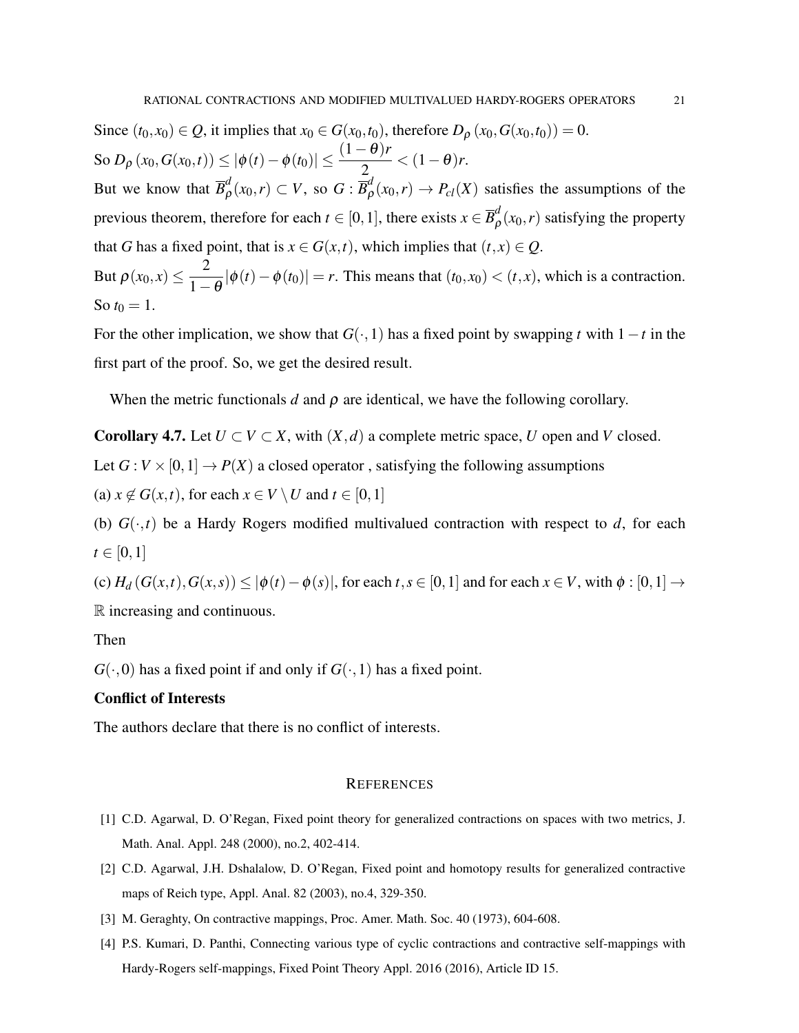Since $(t_0, x_0) \in Q$, it implies that $x_0 \in G(x_0, t_0)$, therefore $D_\rho\left(x_0, G(x_0, t_0)\right) = 0$.

So $D_\rho\left(x_0, G(x_0, t)\right) \le |\phi(t) - \phi(t_0)| \le \dfrac{(1-\theta)r}{2} < (1-\theta)r$.

But we know that $\overline{B}^d_\rho(x_0, r) \subset V$, so $G : \overline{B}^d_\rho(x_0, r) \to P_{cl}(X)$ satisfies the assumptions of the previous theorem, therefore for each $t \in [0,1]$, there exists $x \in \overline{B}^d_\rho(x_0, r)$ satisfying the property that $G$ has a fixed point, that is $x \in G(x,t)$, which implies that $(t, x) \in Q$.

But $\rho(x_0, x) \le \dfrac{2}{1-\theta}|\phi(t) - \phi(t_0)| = r$. This means that $(t_0, x_0) < (t, x)$, which is a contraction. So $t_0 = 1$.

For the other implication, we show that $G(\cdot, 1)$ has a fixed point by swapping $t$ with $1-t$ in the first part of the proof. So, we get the desired result.

When the metric functionals $d$ and $\rho$ are identical, we have the following corollary.

**Corollary 4.7.** Let $U \subset V \subset X$, with $(X, d)$ a complete metric space, $U$ open and $V$ closed. Let $G : V \times [0,1] \to P(X)$ a closed operator , satisfying the following assumptions

(a) $x \notin G(x,t)$, for each $x \in V \setminus U$ and $t \in [0,1]$

(b) $G(\cdot, t)$ be a Hardy Rogers modified multivalued contraction with respect to $d$, for each $t \in [0,1]$

(c) $H_d\left(G(x,t), G(x,s)\right) \le |\phi(t) - \phi(s)|$, for each $t, s \in [0,1]$ and for each $x \in V$, with $\phi : [0,1] \to \mathbb{R}$ increasing and continuous.

Then

$G(\cdot, 0)$ has a fixed point if and only if $G(\cdot, 1)$ has a fixed point.

**Conflict of Interests**

The authors declare that there is no conflict of interests.

## References

[1] C.D. Agarwal, D. O'Regan, Fixed point theory for generalized contractions on spaces with two metrics, J. Math. Anal. Appl. 248 (2000), no.2, 402-414.

[2] C.D. Agarwal, J.H. Dshalalow, D. O'Regan, Fixed point and homotopy results for generalized contractive maps of Reich type, Appl. Anal. 82 (2003), no.4, 329-350.

[3] M. Geraghty, On contractive mappings, Proc. Amer. Math. Soc. 40 (1973), 604-608.

[4] P.S. Kumari, D. Panthi, Connecting various type of cyclic contractions and contractive self-mappings with Hardy-Rogers self-mappings, Fixed Point Theory Appl. 2016 (2016), Article ID 15.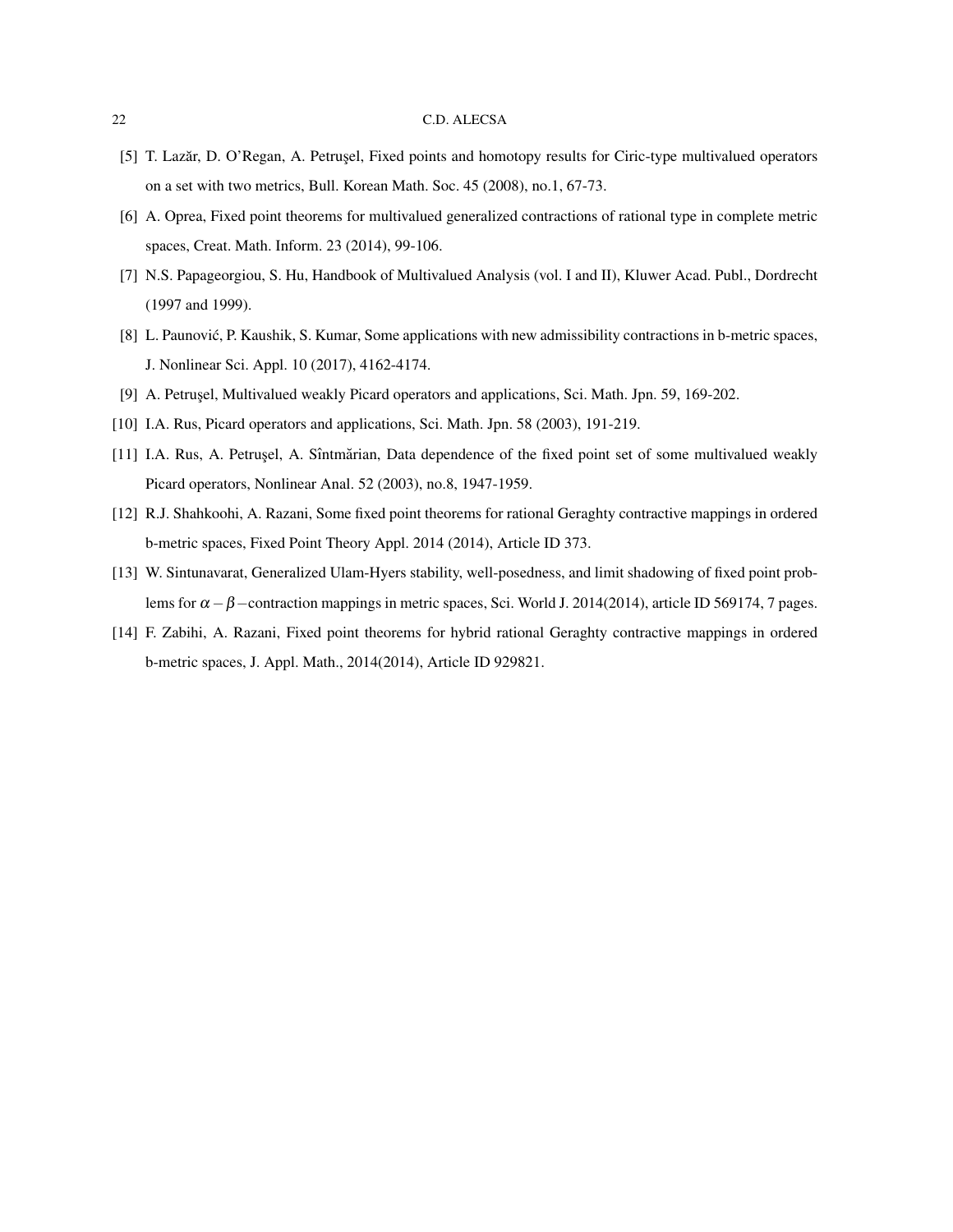[5] T. Lazăr, D. O'Regan, A. Petruşel, Fixed points and homotopy results for Ciric-type multivalued operators on a set with two metrics, Bull. Korean Math. Soc. 45 (2008), no.1, 67-73.

[6] A. Oprea, Fixed point theorems for multivalued generalized contractions of rational type in complete metric spaces, Creat. Math. Inform. 23 (2014), 99-106.

[7] N.S. Papageorgiou, S. Hu, Handbook of Multivalued Analysis (vol. I and II), Kluwer Acad. Publ., Dordrecht (1997 and 1999).

[8] L. Paunović, P. Kaushik, S. Kumar, Some applications with new admissibility contractions in b-metric spaces, J. Nonlinear Sci. Appl. 10 (2017), 4162-4174.

[9] A. Petruşel, Multivalued weakly Picard operators and applications, Sci. Math. Jpn. 59, 169-202.

[10] I.A. Rus, Picard operators and applications, Sci. Math. Jpn. 58 (2003), 191-219.

[11] I.A. Rus, A. Petruşel, A. Sîntmărian, Data dependence of the fixed point set of some multivalued weakly Picard operators, Nonlinear Anal. 52 (2003), no.8, 1947-1959.

[12] R.J. Shahkoohi, A. Razani, Some fixed point theorems for rational Geraghty contractive mappings in ordered b-metric spaces, Fixed Point Theory Appl. 2014 (2014), Article ID 373.

[13] W. Sintunavarat, Generalized Ulam-Hyers stability, well-posedness, and limit shadowing of fixed point problems for $\alpha-\beta-$contraction mappings in metric spaces, Sci. World J. 2014(2014), article ID 569174, 7 pages.

[14] F. Zabihi, A. Razani, Fixed point theorems for hybrid rational Geraghty contractive mappings in ordered b-metric spaces, J. Appl. Math., 2014(2014), Article ID 929821.